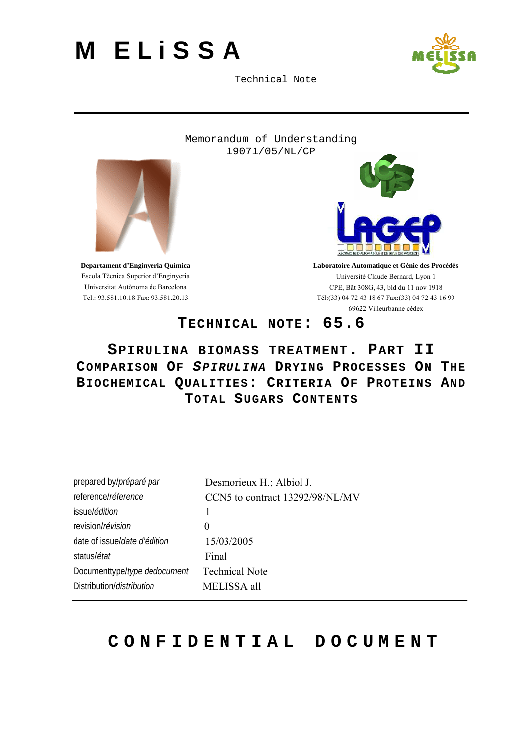# MELiSSA

Technical Note

Memorandum of Understanding
19071/05/NL/CP

**Departament d'Enginyeria Química**
Escola Tècnica Superior d'Enginyeria
Universitat Autònoma de Barcelona
Tel.: 93.581.10.18 Fax: 93.581.20.13

**Laboratoire Automatique et Génie des Procédés**
Université Claude Bernard, Lyon 1
CPE, Bât 308G, 43, bld du 11 nov 1918
Tél:(33) 04 72 43 18 67 Fax:(33) 04 72 43 16 99
69622 Villeurbanne cédex

## TECHNICAL NOTE: 65.6

## SPIRULINA BIOMASS TREATMENT. PART II COMPARISON OF *SPIRULINA* DRYING PROCESSES ON THE BIOCHEMICAL QUALITIES: CRITERIA OF PROTEINS AND TOTAL SUGARS CONTENTS

| | |
|---|---|
| prepared by/*préparé par* | Desmorieux H.; Albiol J. |
| reference/*réference* | CCN5 to contract 13292/98/NL/MV |
| issue/*édition* | 1 |
| revision/*révision* | 0 |
| date of issue/*date d'édition* | 15/03/2005 |
| status/*état* | Final |
| Documenttype/*type dedocument* | Technical Note |
| Distribution/*distribution* | MELISSA all |

# CONFIDENTIAL DOCUMENT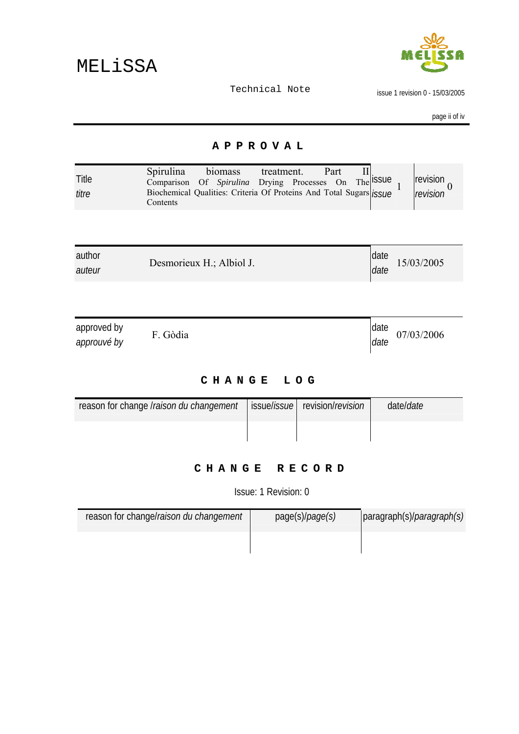# APPROVAL

| Title *titre* | Spirulina biomass treatment. Part II Comparison Of *Spirulina* Drying Processes On The Biochemical Qualities: Criteria Of Proteins And Total Sugars Contents | issue *issue* | 1 | revision *revision* | 0 |
|---|---|---|---|---|---|

| author *auteur* | Desmorieux H.; Albiol J. | date *date* | 15/03/2005 |
|---|---|---|---|

| approved by *approuvé by* | F. Gòdia | date *date* | 07/03/2006 |
|---|---|---|---|

# CHANGE LOG

| reason for change /*raison du changement* | issue/*issue* | revision/*revision* | date/*date* |
|---|---|---|---|
| | | | |

# CHANGE RECORD

Issue: 1 Revision: 0

| reason for change/*raison du changement* | page(s)/*page(s)* | paragraph(s)/*paragraph(s)* |
|---|---|---|
| | | |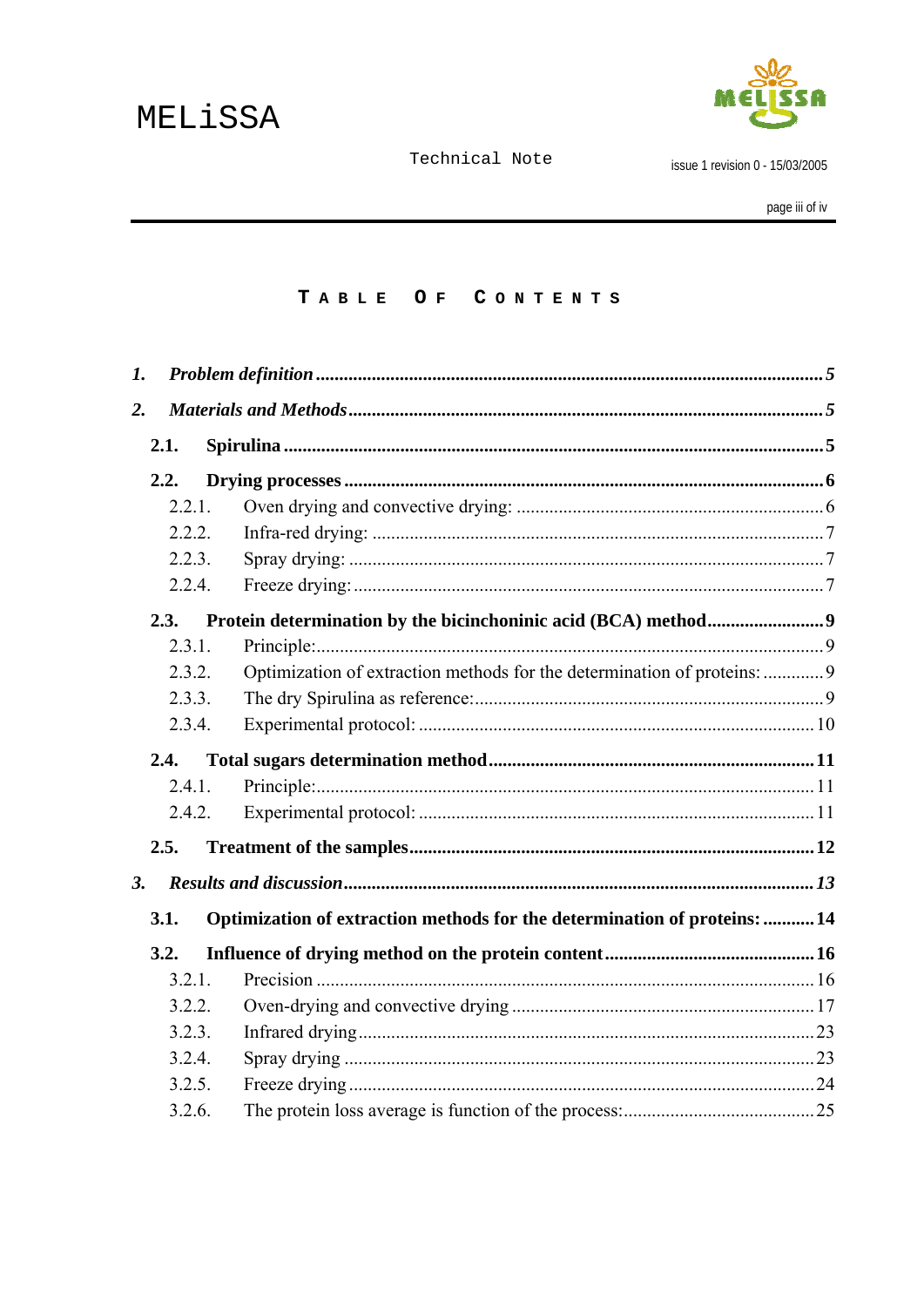# TABLE OF CONTENTS

*1. Problem definition* ........ *5*

*2. Materials and Methods* ........ *5*

**2.1. Spirulina** ........ **5**

**2.2. Drying processes** ........ **6**

- 2.2.1. Oven drying and convective drying: ........ 6
- 2.2.2. Infra-red drying: ........ 7
- 2.2.3. Spray drying: ........ 7
- 2.2.4. Freeze drying: ........ 7

**2.3. Protein determination by the bicinchoninic acid (BCA) method** ........ **9**

- 2.3.1. Principle: ........ 9
- 2.3.2. Optimization of extraction methods for the determination of proteins: ........ 9
- 2.3.3. The dry Spirulina as reference: ........ 9
- 2.3.4. Experimental protocol: ........ 10

**2.4. Total sugars determination method** ........ **11**

- 2.4.1. Principle: ........ 11
- 2.4.2. Experimental protocol: ........ 11

**2.5. Treatment of the samples** ........ **12**

*3. Results and discussion* ........ *13*

**3.1. Optimization of extraction methods for the determination of proteins:** ........ **14**

**3.2. Influence of drying method on the protein content** ........ **16**

- 3.2.1. Precision ........ 16
- 3.2.2. Oven-drying and convective drying ........ 17
- 3.2.3. Infrared drying ........ 23
- 3.2.4. Spray drying ........ 23
- 3.2.5. Freeze drying ........ 24
- 3.2.6. The protein loss average is function of the process: ........ 25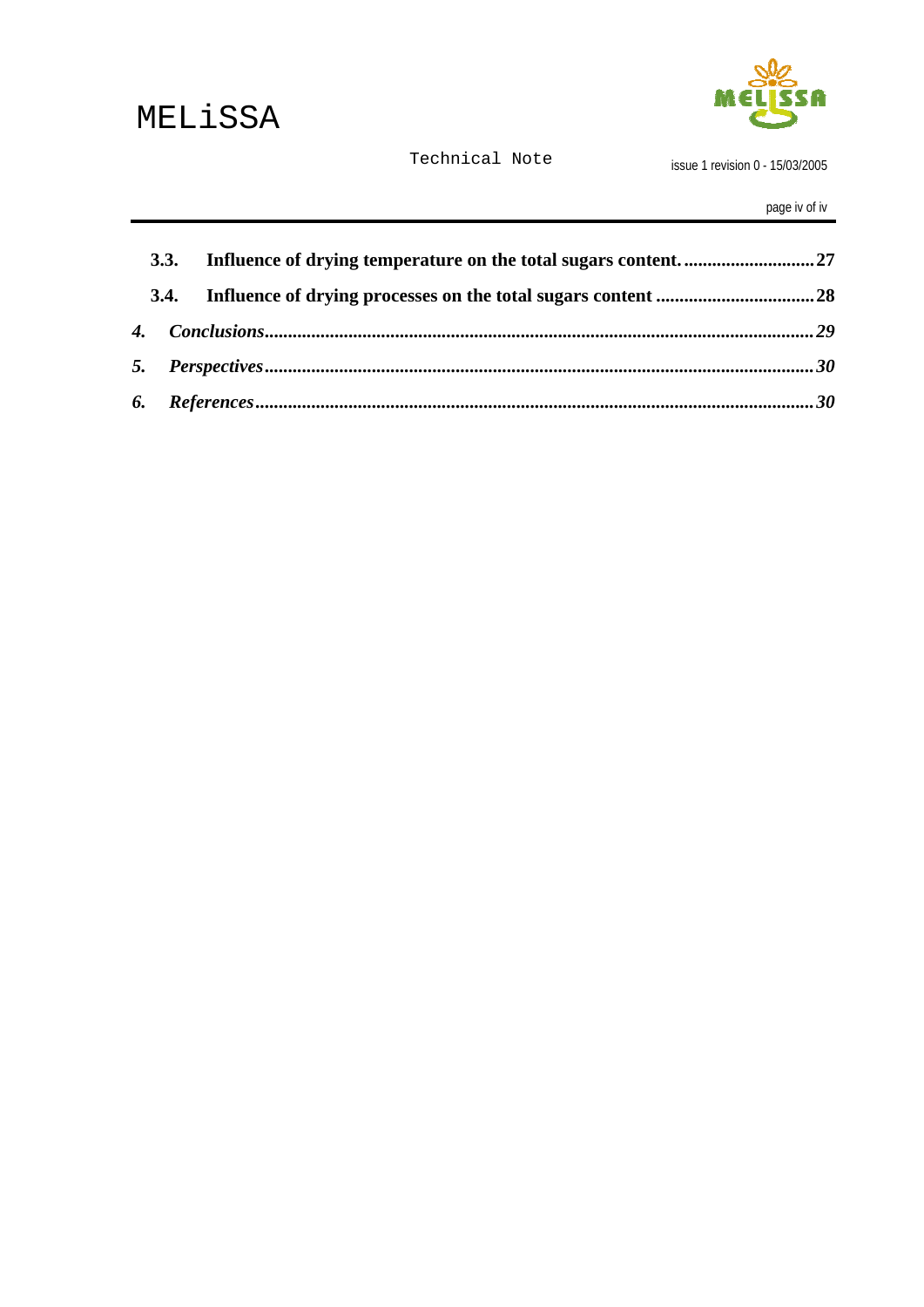**3.3. Influence of drying temperature on the total sugars content. ........................... 27**

**3.4. Influence of drying processes on the total sugars content ................................. 28**

***4. Conclusions................................................................................................................ 29***

***5. Perspectives............................................................................................................... 30***

***6. References.................................................................................................................. 30***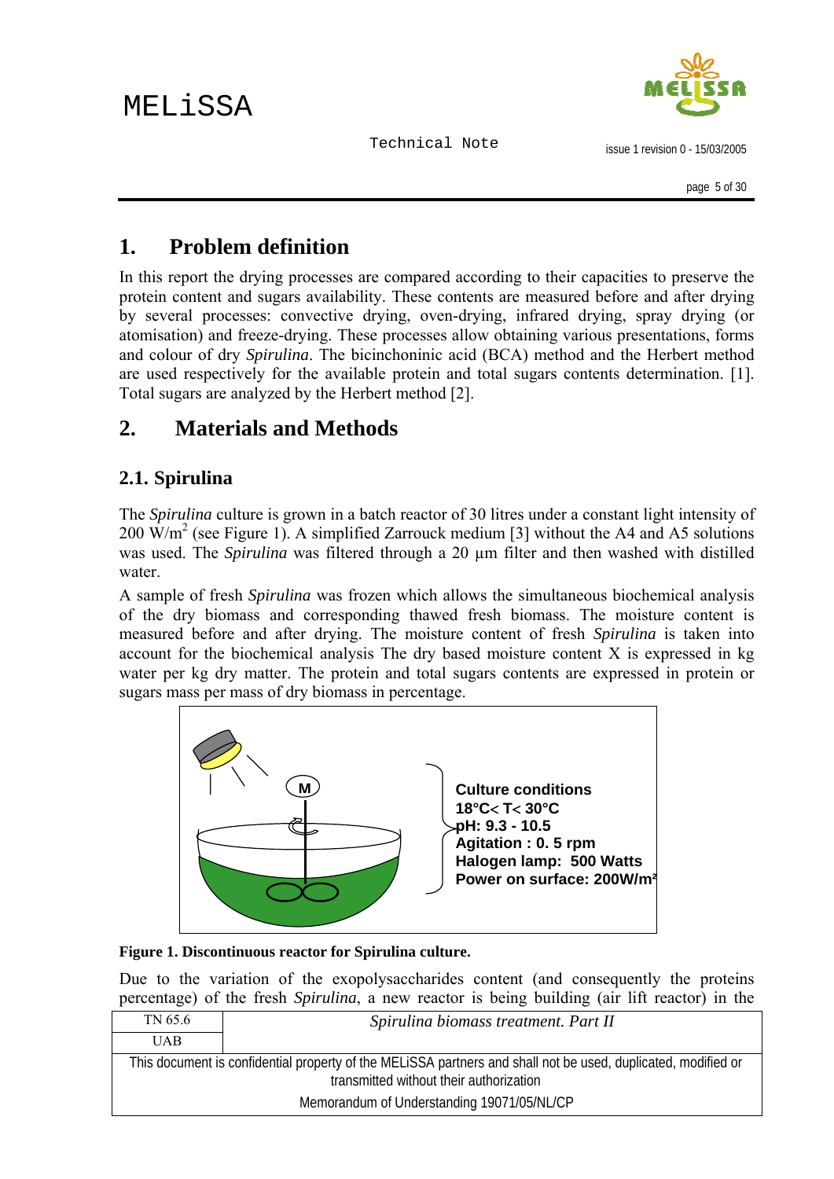# 1. Problem definition

In this report the drying processes are compared according to their capacities to preserve the protein content and sugars availability. These contents are measured before and after drying by several processes: convective drying, oven-drying, infrared drying, spray drying (or atomisation) and freeze-drying. These processes allow obtaining various presentations, forms and colour of dry *Spirulina*. The bicinchoninic acid (BCA) method and the Herbert method are used respectively for the available protein and total sugars contents determination. [1]. Total sugars are analyzed by the Herbert method [2].

# 2. Materials and Methods

## 2.1. Spirulina

The *Spirulina* culture is grown in a batch reactor of 30 litres under a constant light intensity of 200 $W/m^2$ (see Figure 1). A simplified Zarrouck medium [3] without the A4 and A5 solutions was used. The *Spirulina* was filtered through a 20 µm filter and then washed with distilled water.

A sample of fresh *Spirulina* was frozen which allows the simultaneous biochemical analysis of the dry biomass and corresponding thawed fresh biomass. The moisture content is measured before and after drying. The moisture content of fresh *Spirulina* is taken into account for the biochemical analysis The dry based moisture content X is expressed in kg water per kg dry matter. The protein and total sugars contents are expressed in protein or sugars mass per mass of dry biomass in percentage.

M

**Culture conditions**
**18°C< T< 30°C**
**pH: 9.3 - 10.5**
**Agitation : 0. 5 rpm**
**Halogen lamp: 500 Watts**
**Power on surface: 200W/m²**

**Figure 1. Discontinuous reactor for Spirulina culture.**

Due to the variation of the exopolysaccharides content (and consequently the proteins percentage) of the fresh *Spirulina*, a new reactor is being building (air lift reactor) in the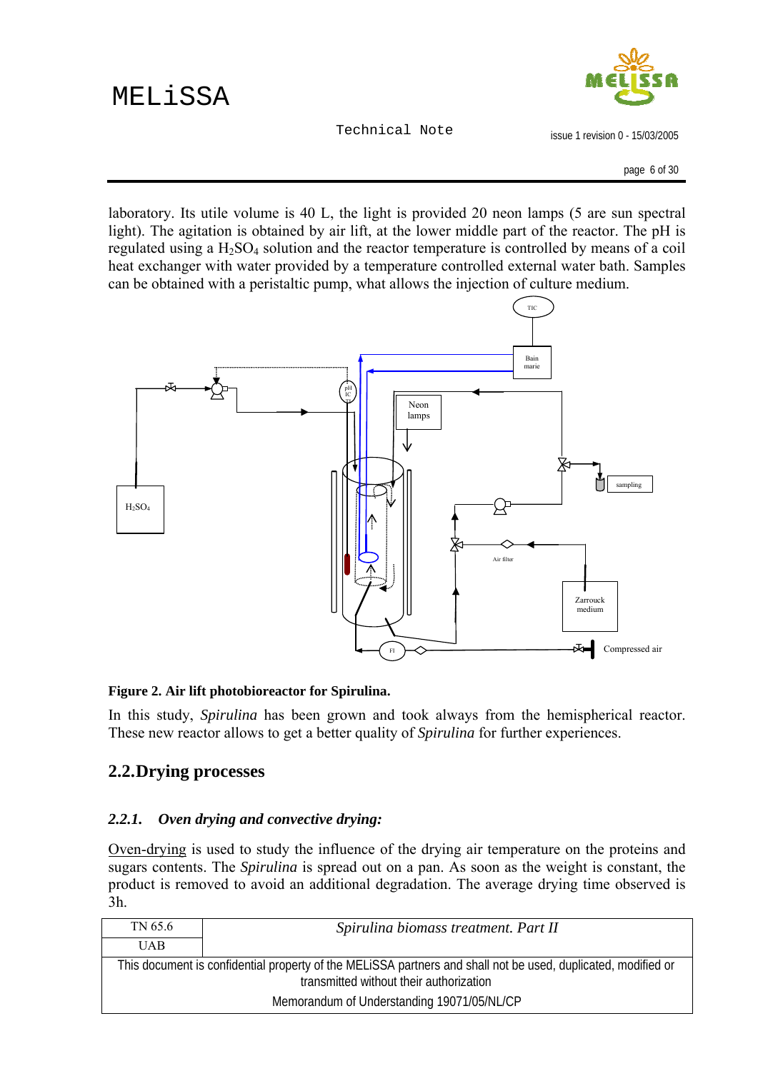laboratory. Its utile volume is 40 L, the light is provided 20 neon lamps (5 are sun spectral light). The agitation is obtained by air lift, at the lower middle part of the reactor. The pH is regulated using a $H_2SO_4$ solution and the reactor temperature is controlled by means of a coil heat exchanger with water provided by a temperature controlled external water bath. Samples can be obtained with a peristaltic pump, what allows the injection of culture medium.

**Figure 2. Air lift photobioreactor for Spirulina.**

In this study, *Spirulina* has been grown and took always from the hemispherical reactor. These new reactor allows to get a better quality of *Spirulina* for further experiences.

## 2.2. Drying processes

### *2.2.1. Oven drying and convective drying:*

Oven-drying is used to study the influence of the drying air temperature on the proteins and sugars contents. The *Spirulina* is spread out on a pan. As soon as the weight is constant, the product is removed to avoid an additional degradation. The average drying time observed is 3h.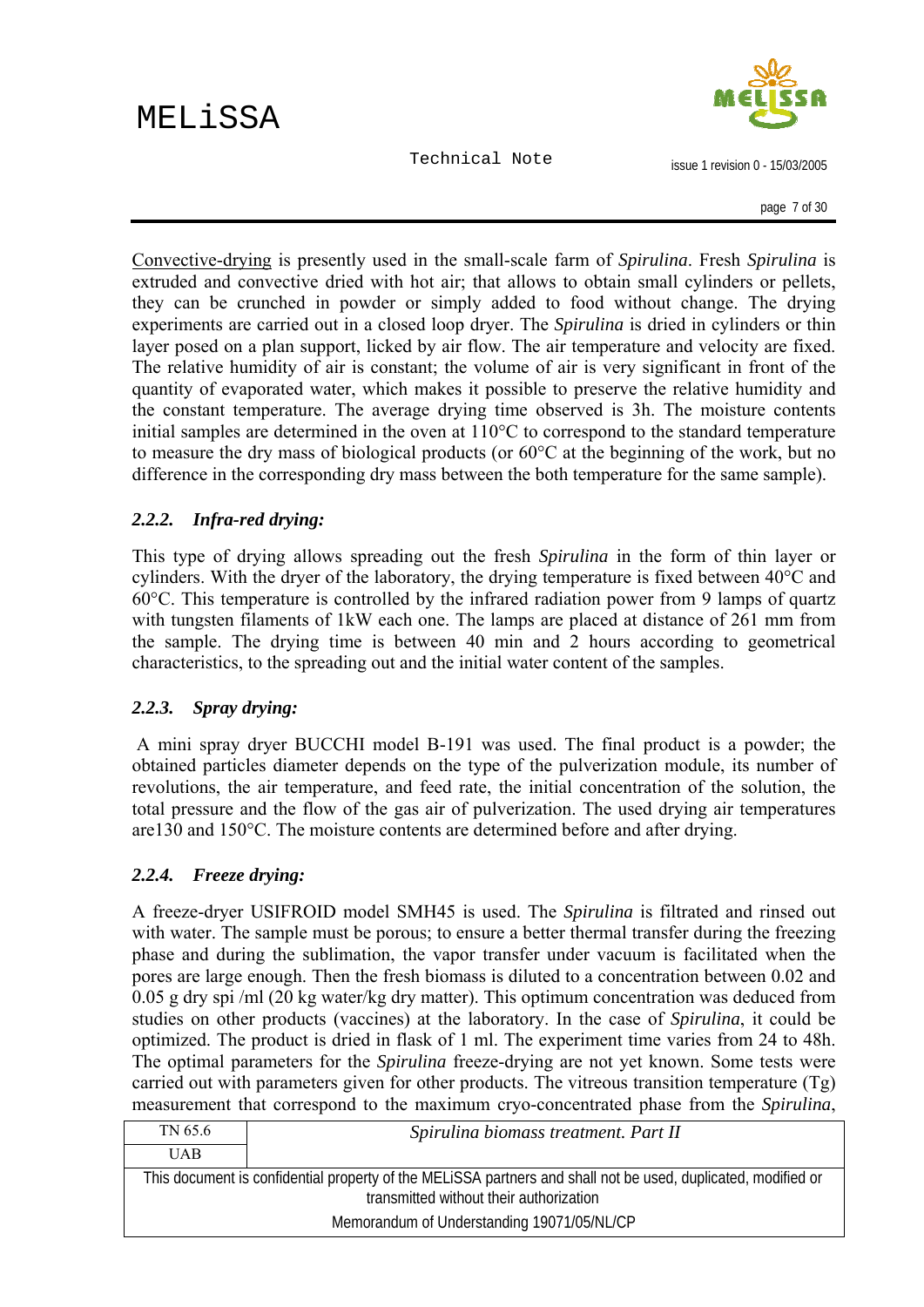<u>Convective-drying</u> is presently used in the small-scale farm of *Spirulina*. Fresh *Spirulina* is extruded and convective dried with hot air; that allows to obtain small cylinders or pellets, they can be crunched in powder or simply added to food without change. The drying experiments are carried out in a closed loop dryer. The *Spirulina* is dried in cylinders or thin layer posed on a plan support, licked by air flow. The air temperature and velocity are fixed. The relative humidity of air is constant; the volume of air is very significant in front of the quantity of evaporated water, which makes it possible to preserve the relative humidity and the constant temperature. The average drying time observed is 3h. The moisture contents initial samples are determined in the oven at 110°C to correspond to the standard temperature to measure the dry mass of biological products (or 60°C at the beginning of the work, but no difference in the corresponding dry mass between the both temperature for the same sample).

### *2.2.2. Infra-red drying:*

This type of drying allows spreading out the fresh *Spirulina* in the form of thin layer or cylinders. With the dryer of the laboratory, the drying temperature is fixed between 40°C and 60°C. This temperature is controlled by the infrared radiation power from 9 lamps of quartz with tungsten filaments of 1kW each one. The lamps are placed at distance of 261 mm from the sample. The drying time is between 40 min and 2 hours according to geometrical characteristics, to the spreading out and the initial water content of the samples.

### *2.2.3. Spray drying:*

A mini spray dryer BUCCHI model B-191 was used. The final product is a powder; the obtained particles diameter depends on the type of the pulverization module, its number of revolutions, the air temperature, and feed rate, the initial concentration of the solution, the total pressure and the flow of the gas air of pulverization. The used drying air temperatures are130 and 150°C. The moisture contents are determined before and after drying.

### *2.2.4. Freeze drying:*

A freeze-dryer USIFROID model SMH45 is used. The *Spirulina* is filtrated and rinsed out with water. The sample must be porous; to ensure a better thermal transfer during the freezing phase and during the sublimation, the vapor transfer under vacuum is facilitated when the pores are large enough. Then the fresh biomass is diluted to a concentration between 0.02 and 0.05 g dry spi /ml (20 kg water/kg dry matter). This optimum concentration was deduced from studies on other products (vaccines) at the laboratory. In the case of *Spirulina*, it could be optimized. The product is dried in flask of 1 ml. The experiment time varies from 24 to 48h. The optimal parameters for the *Spirulina* freeze-drying are not yet known. Some tests were carried out with parameters given for other products. The vitreous transition temperature (Tg) measurement that correspond to the maximum cryo-concentrated phase from the *Spirulina*,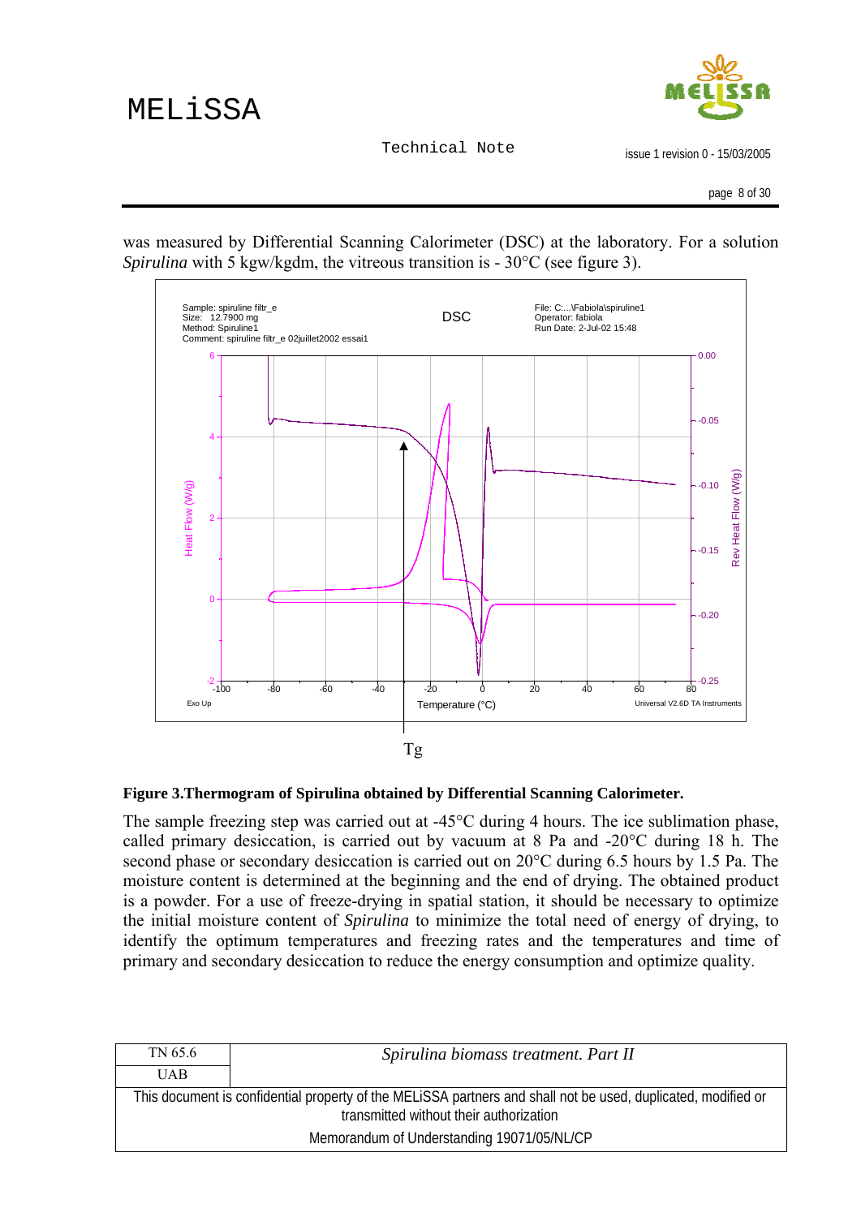was measured by Differential Scanning Calorimeter (DSC) at the laboratory. For a solution *Spirulina* with 5 kgw/kgdm, the vitreous transition is - 30°C (see figure 3).

**Figure 3.Thermogram of Spirulina obtained by Differential Scanning Calorimeter.**

The sample freezing step was carried out at -45°C during 4 hours. The ice sublimation phase, called primary desiccation, is carried out by vacuum at 8 Pa and -20°C during 18 h. The second phase or secondary desiccation is carried out on 20°C during 6.5 hours by 1.5 Pa. The moisture content is determined at the beginning and the end of drying. The obtained product is a powder. For a use of freeze-drying in spatial station, it should be necessary to optimize the initial moisture content of *Spirulina* to minimize the total need of energy of drying, to identify the optimum temperatures and freezing rates and the temperatures and time of primary and secondary desiccation to reduce the energy consumption and optimize quality.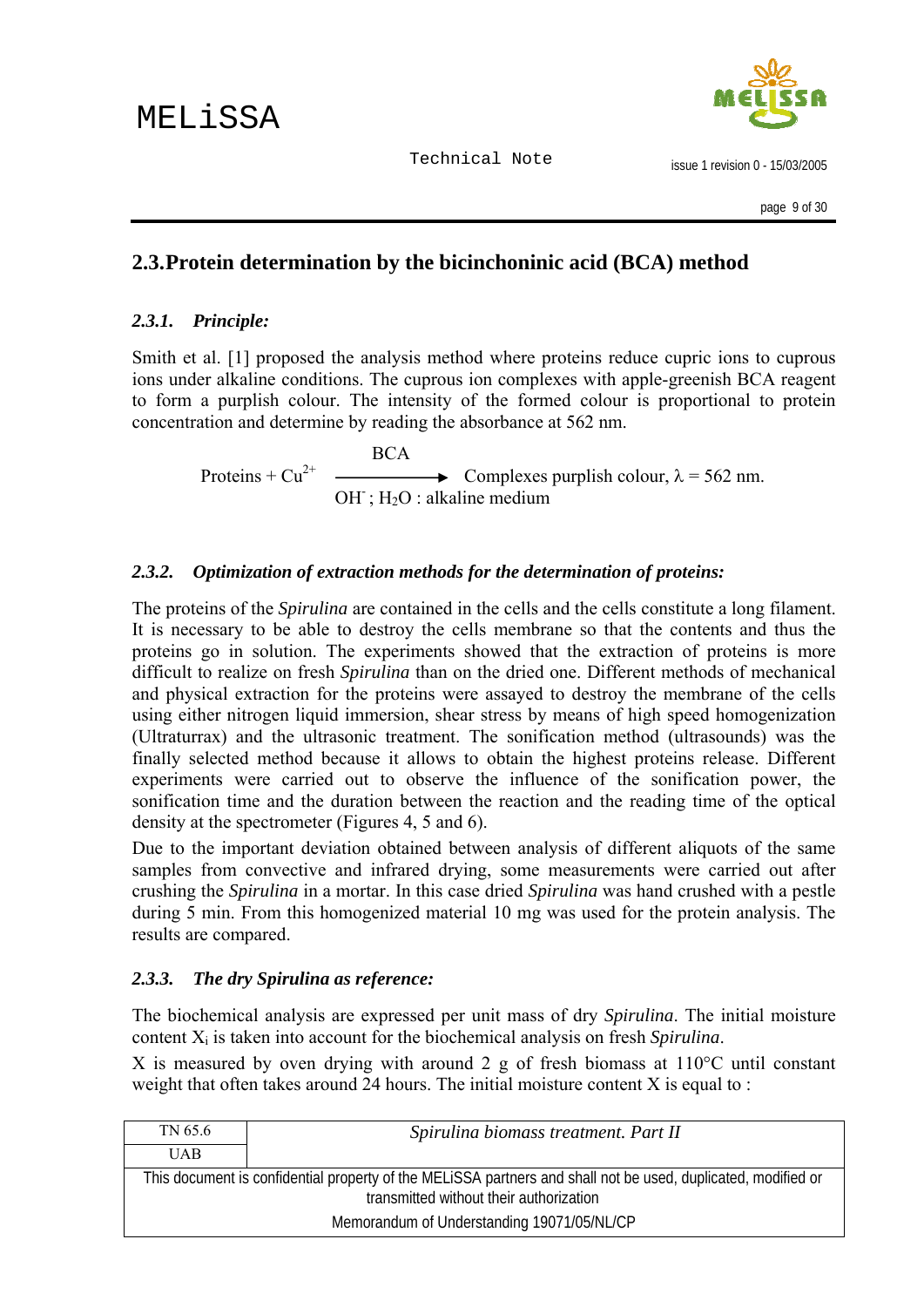## 2.3.Protein determination by the bicinchoninic acid (BCA) method

### *2.3.1. Principle:*

Smith et al. [1] proposed the analysis method where proteins reduce cupric ions to cuprous ions under alkaline conditions. The cuprous ion complexes with apple-greenish BCA reagent to form a purplish colour. The intensity of the formed colour is proportional to protein concentration and determine by reading the absorbance at 562 nm.

$$\text{Proteins} + Cu^{2+} \xrightarrow[\;OH^-\,;\,H_2O\,:\,\text{alkaline medium}\;]{\text{BCA}} \text{Complexes purplish colour, } \lambda = 562 \text{ nm.}$$

### *2.3.2. Optimization of extraction methods for the determination of proteins:*

The proteins of the *Spirulina* are contained in the cells and the cells constitute a long filament. It is necessary to be able to destroy the cells membrane so that the contents and thus the proteins go in solution. The experiments showed that the extraction of proteins is more difficult to realize on fresh *Spirulina* than on the dried one. Different methods of mechanical and physical extraction for the proteins were assayed to destroy the membrane of the cells using either nitrogen liquid immersion, shear stress by means of high speed homogenization (Ultraturrax) and the ultrasonic treatment. The sonification method (ultrasounds) was the finally selected method because it allows to obtain the highest proteins release. Different experiments were carried out to observe the influence of the sonification power, the sonification time and the duration between the reaction and the reading time of the optical density at the spectrometer (Figures 4, 5 and 6).

Due to the important deviation obtained between analysis of different aliquots of the same samples from convective and infrared drying, some measurements were carried out after crushing the *Spirulina* in a mortar. In this case dried *Spirulina* was hand crushed with a pestle during 5 min. From this homogenized material 10 mg was used for the protein analysis. The results are compared.

### *2.3.3. The dry Spirulina as reference:*

The biochemical analysis are expressed per unit mass of dry *Spirulina*. The initial moisture content $X_i$ is taken into account for the biochemical analysis on fresh *Spirulina*.

X is measured by oven drying with around 2 g of fresh biomass at 110°C until constant weight that often takes around 24 hours. The initial moisture content X is equal to :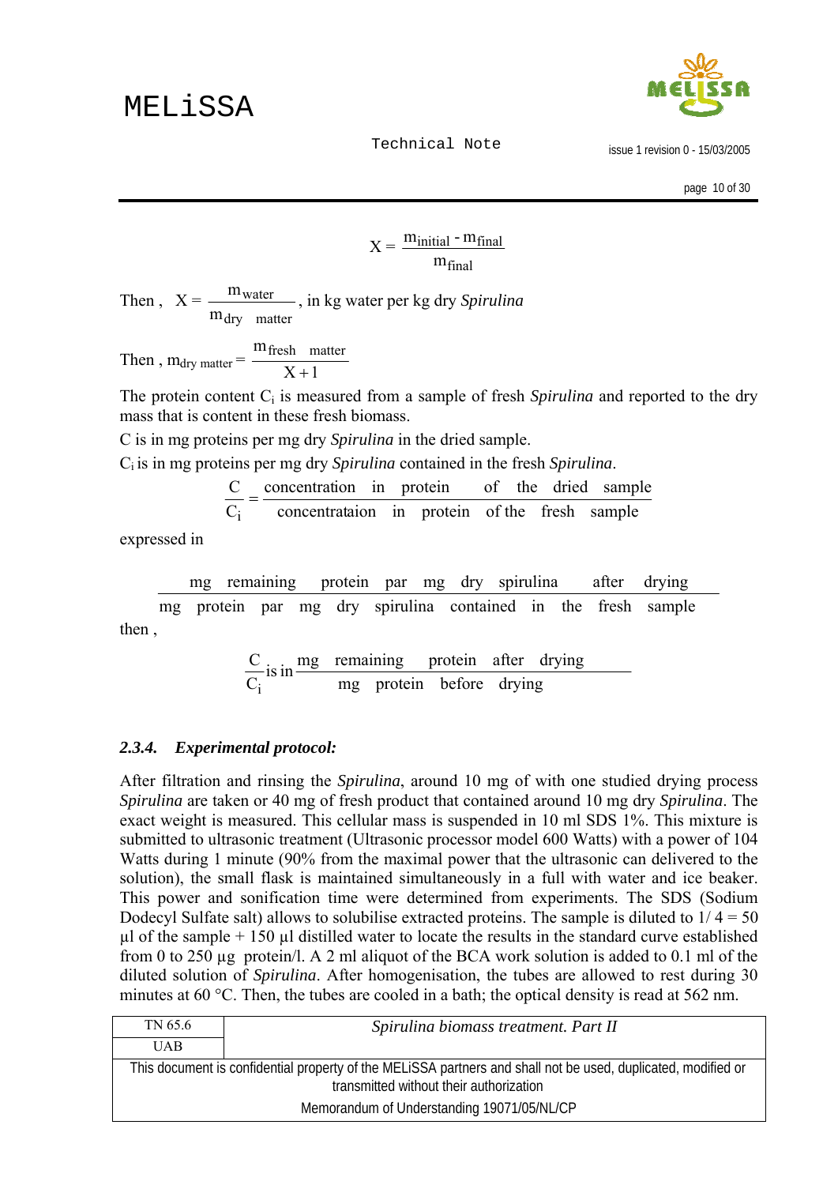$$X = \frac{m_{initial} - m_{final}}{m_{final}}$$

Then , $X = \frac{m_{water}}{m_{dry \ matter}}$, in kg water per kg dry *Spirulina*

Then , $m_{dry\ matter} = \frac{m_{fresh \ matter}}{X + 1}$

The protein content $C_i$ is measured from a sample of fresh *Spirulina* and reported to the dry mass that is content in these fresh biomass.

C is in mg proteins per mg dry *Spirulina* in the dried sample.

$C_i$ is in mg proteins per mg dry *Spirulina* contained in the fresh *Spirulina*.

$$\frac{C}{C_i} = \frac{\text{concentration in protein of the dried sample}}{\text{concentrataion in protein of the fresh sample}}$$

expressed in

$$\frac{\text{mg remaining protein par mg dry spirulina after drying}}{\text{mg protein par mg dry spirulina contained in the fresh sample}}$$

then ,

$$\frac{C}{C_i} \text{ is in } \frac{\text{mg remaining protein after drying}}{\text{mg protein before drying}}$$

### 2.3.4. Experimental protocol:

After filtration and rinsing the *Spirulina*, around 10 mg of with one studied drying process *Spirulina* are taken or 40 mg of fresh product that contained around 10 mg dry *Spirulina*. The exact weight is measured. This cellular mass is suspended in 10 ml SDS 1%. This mixture is submitted to ultrasonic treatment (Ultrasonic processor model 600 Watts) with a power of 104 Watts during 1 minute (90% from the maximal power that the ultrasonic can delivered to the solution), the small flask is maintained simultaneously in a full with water and ice beaker. This power and sonification time were determined from experiments. The SDS (Sodium Dodecyl Sulfate salt) allows to solubilise extracted proteins. The sample is diluted to 1/ 4 = 50 µl of the sample + 150 µl distilled water to locate the results in the standard curve established from 0 to 250 µg protein/l. A 2 ml aliquot of the BCA work solution is added to 0.1 ml of the diluted solution of *Spirulina*. After homogenisation, the tubes are allowed to rest during 30 minutes at 60 °C. Then, the tubes are cooled in a bath; the optical density is read at 562 nm.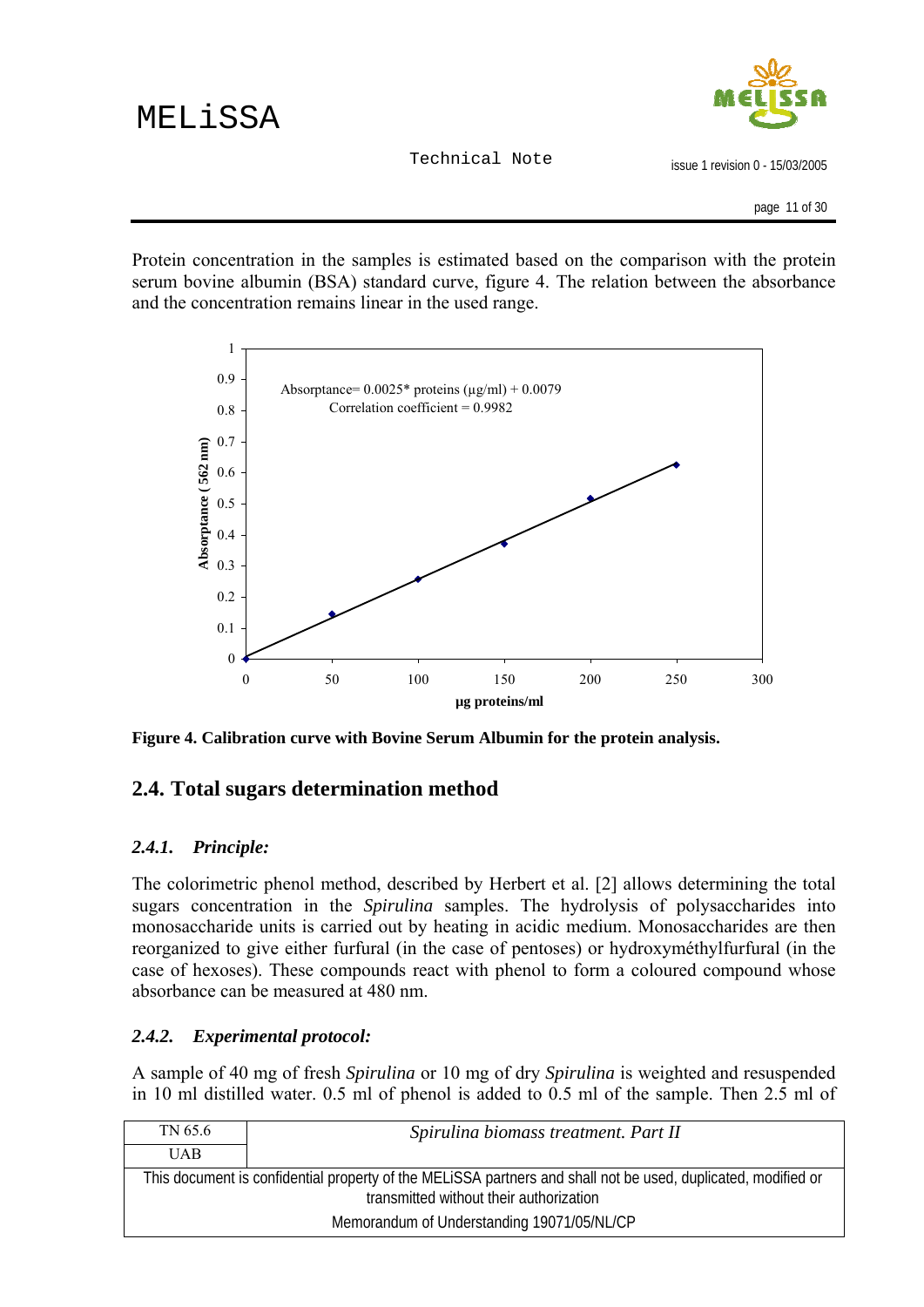Protein concentration in the samples is estimated based on the comparison with the protein serum bovine albumin (BSA) standard curve, figure 4. The relation between the absorbance and the concentration remains linear in the used range.

**Figure 4. Calibration curve with Bovine Serum Albumin for the protein analysis.**

## 2.4. Total sugars determination method

### *2.4.1. Principle:*

The colorimetric phenol method, described by Herbert et al. [2] allows determining the total sugars concentration in the *Spirulina* samples. The hydrolysis of polysaccharides into monosaccharide units is carried out by heating in acidic medium. Monosaccharides are then reorganized to give either furfural (in the case of pentoses) or hydroxyméthylfurfural (in the case of hexoses). These compounds react with phenol to form a coloured compound whose absorbance can be measured at 480 nm.

### *2.4.2. Experimental protocol:*

A sample of 40 mg of fresh *Spirulina* or 10 mg of dry *Spirulina* is weighted and resuspended in 10 ml distilled water. 0.5 ml of phenol is added to 0.5 ml of the sample. Then 2.5 ml of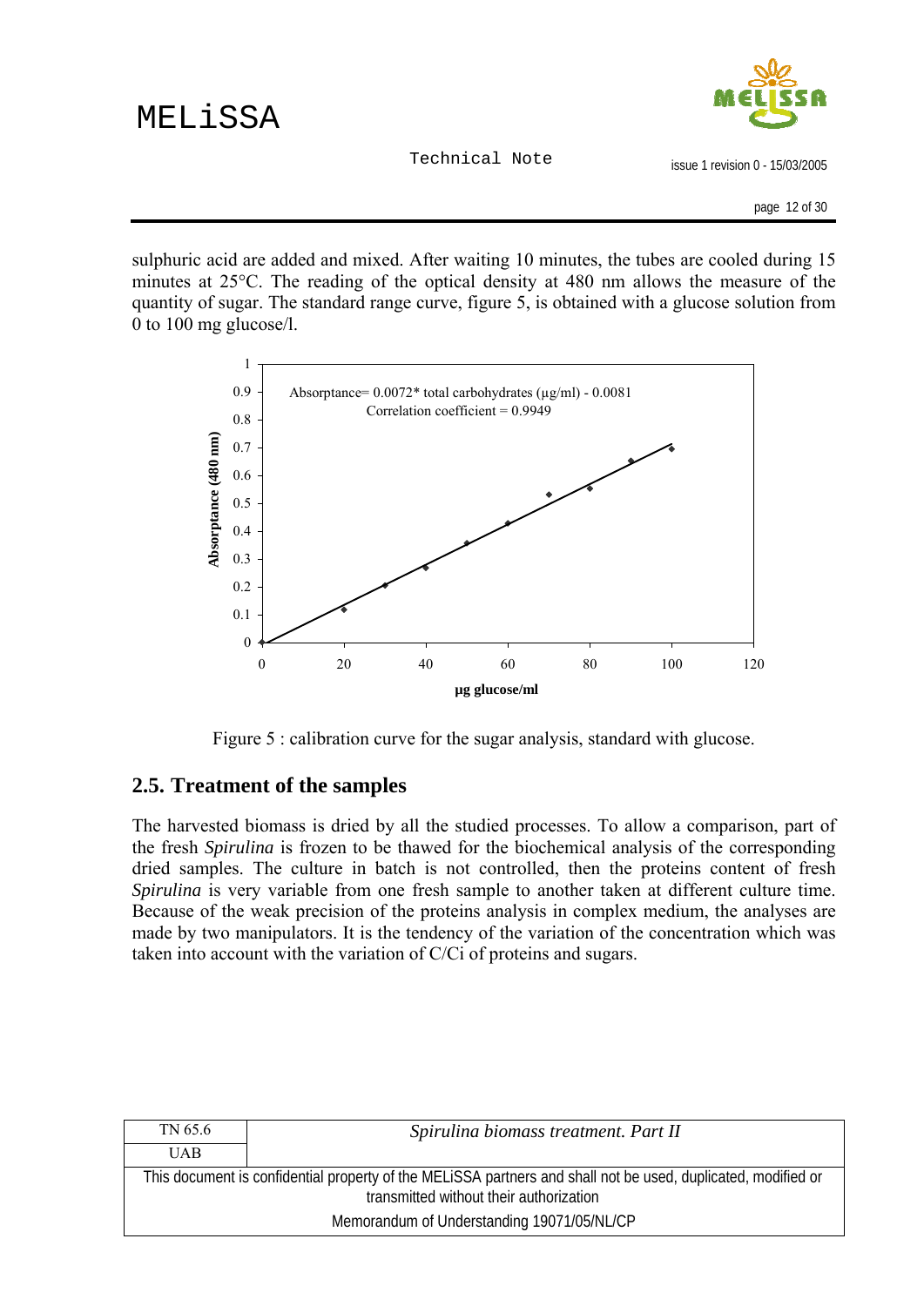sulphuric acid are added and mixed. After waiting 10 minutes, the tubes are cooled during 15 minutes at 25°C. The reading of the optical density at 480 nm allows the measure of the quantity of sugar. The standard range curve, figure 5, is obtained with a glucose solution from 0 to 100 mg glucose/l.

Figure 5 : calibration curve for the sugar analysis, standard with glucose.

## 2.5. Treatment of the samples

The harvested biomass is dried by all the studied processes. To allow a comparison, part of the fresh *Spirulina* is frozen to be thawed for the biochemical analysis of the corresponding dried samples. The culture in batch is not controlled, then the proteins content of fresh *Spirulina* is very variable from one fresh sample to another taken at different culture time. Because of the weak precision of the proteins analysis in complex medium, the analyses are made by two manipulators. It is the tendency of the variation of the concentration which was taken into account with the variation of C/Ci of proteins and sugars.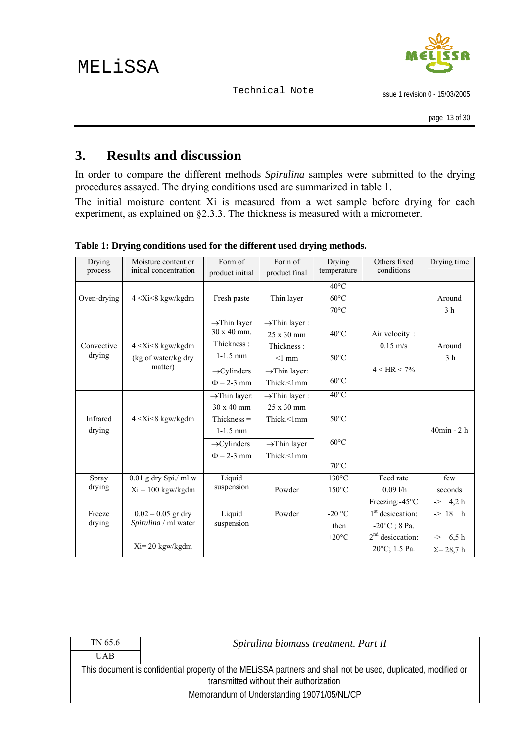# 3. Results and discussion

In order to compare the different methods *Spirulina* samples were submitted to the drying procedures assayed. The drying conditions used are summarized in table 1.

The initial moisture content Xi is measured from a wet sample before drying for each experiment, as explained on §2.3.3. The thickness is measured with a micrometer.

**Table 1: Drying conditions used for the different used drying methods.**

| Drying process | Moisture content or initial concentration | Form of product initial | Form of product final | Drying temperature | Others fixed conditions | Drying time |
|---|---|---|---|---|---|---|
| Oven-drying | 4 <Xi<8 kgw/kgdm | Fresh paste | Thin layer | 40°C<br>60°C<br>70°C | | Around 3 h |
| Convective drying | 4 <Xi<8 kgw/kgdm (kg of water/kg dry matter) | →Thin layer 30 x 40 mm. Thickness : 1-1.5 mm<br>→Cylinders Φ = 2-3 mm | →Thin layer : 25 x 30 mm Thickness : <1 mm<br>→Thin layer: Thick.<1mm | 40°C<br>50°C<br>60°C | Air velocity : 0.15 m/s<br>4 < HR < 7% | Around 3 h |
| Infrared drying | 4 <Xi<8 kgw/kgdm | →Thin layer: 30 x 40 mm Thickness = 1-1.5 mm<br>→Cylinders Φ = 2-3 mm | →Thin layer : 25 x 30 mm Thick.<1mm<br>→Thin layer Thick.<1mm | 40°C<br>50°C<br>60°C<br>70°C | | 40min - 2 h |
| Spray drying | 0.01 g dry Spi./ ml w<br>Xi = 100 kgw/kgdm | Liquid suspension | Powder | 130°C<br>150°C | Feed rate 0.09 l/h | few seconds |
| Freeze drying | 0.02 – 0.05 gr dry *Spirulina* / ml water<br>Xi= 20 kgw/kgdm | Liquid suspension | Powder | -20 °C then +20°C | Freezing:-45°C<br>1st desiccation: -20°C ; 8 Pa.<br>2nd desiccation: 20°C; 1.5 Pa. | -> 4,2 h<br>-> 18 h<br>-> 6,5 h<br>Σ= 28,7 h |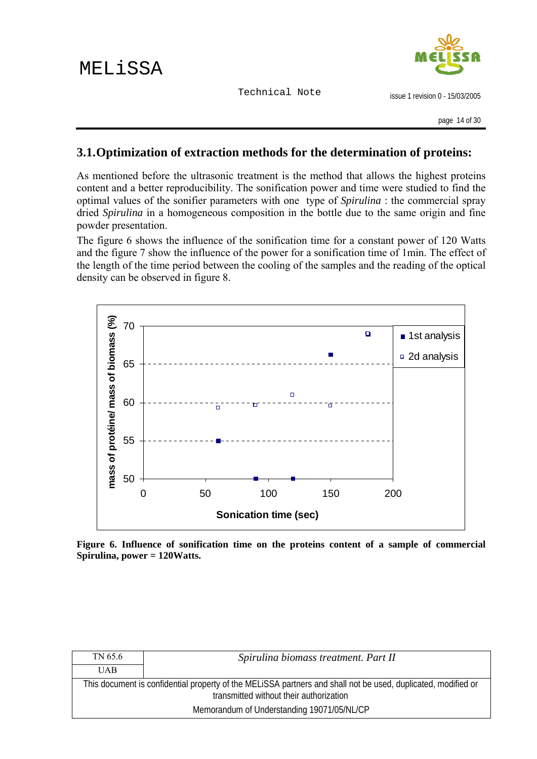## 3.1. Optimization of extraction methods for the determination of proteins:

As mentioned before the ultrasonic treatment is the method that allows the highest proteins content and a better reproducibility. The sonification power and time were studied to find the optimal values of the sonifier parameters with one type of *Spirulina* : the commercial spray dried *Spirulina* in a homogeneous composition in the bottle due to the same origin and fine powder presentation.

The figure 6 shows the influence of the sonification time for a constant power of 120 Watts and the figure 7 show the influence of the power for a sonification time of 1min. The effect of the length of the time period between the cooling of the samples and the reading of the optical density can be observed in figure 8.

**Figure 6. Influence of sonification time on the proteins content of a sample of commercial Spirulina, power = 120Watts.**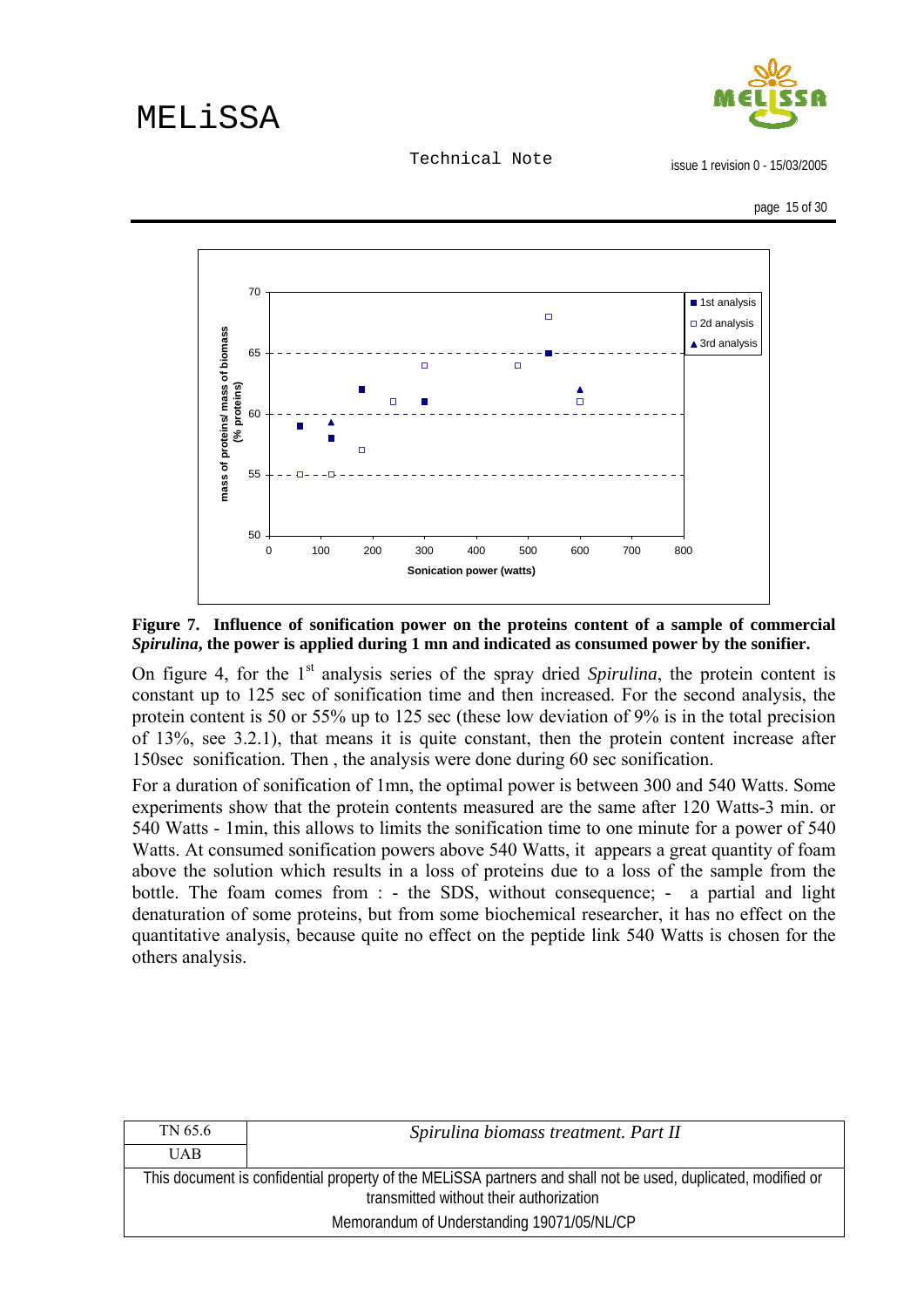**Figure 7. Influence of sonification power on the proteins content of a sample of commercial *Spirulina*, the power is applied during 1 mn and indicated as consumed power by the sonifier.**

On figure 4, for the 1[st] analysis series of the spray dried *Spirulina*, the protein content is constant up to 125 sec of sonification time and then increased. For the second analysis, the protein content is 50 or 55% up to 125 sec (these low deviation of 9% is in the total precision of 13%, see 3.2.1), that means it is quite constant, then the protein content increase after 150sec sonification. Then , the analysis were done during 60 sec sonification.

For a duration of sonification of 1mn, the optimal power is between 300 and 540 Watts. Some experiments show that the protein contents measured are the same after 120 Watts-3 min. or 540 Watts - 1min, this allows to limits the sonification time to one minute for a power of 540 Watts. At consumed sonification powers above 540 Watts, it appears a great quantity of foam above the solution which results in a loss of proteins due to a loss of the sample from the bottle. The foam comes from : - the SDS, without consequence; - a partial and light denaturation of some proteins, but from some biochemical researcher, it has no effect on the quantitative analysis, because quite no effect on the peptide link 540 Watts is chosen for the others analysis.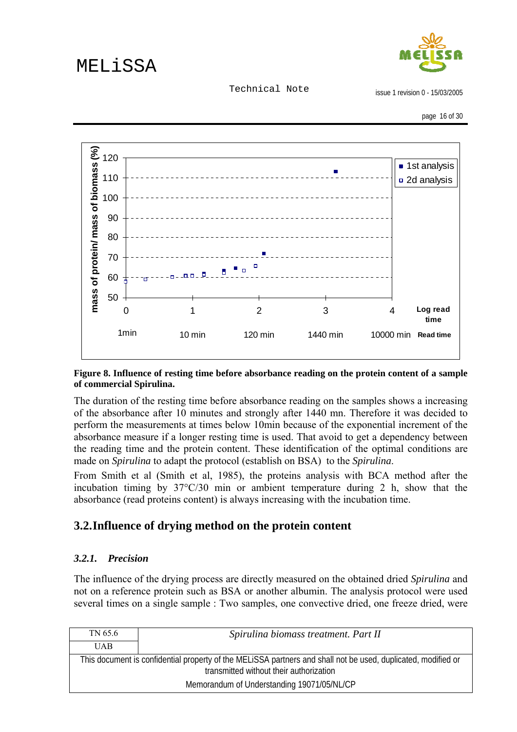**Figure 8. Influence of resting time before absorbance reading on the protein content of a sample of commercial Spirulina.**

The duration of the resting time before absorbance reading on the samples shows a increasing of the absorbance after 10 minutes and strongly after 1440 mn. Therefore it was decided to perform the measurements at times below 10min because of the exponential increment of the absorbance measure if a longer resting time is used. That avoid to get a dependency between the reading time and the protein content. These identification of the optimal conditions are made on *Spirulina* to adapt the protocol (establish on BSA) to the *Spirulina*.

From Smith et al (Smith et al, 1985), the proteins analysis with BCA method after the incubation timing by 37°C/30 min or ambient temperature during 2 h, show that the absorbance (read proteins content) is always increasing with the incubation time.

## 3.2. Influence of drying method on the protein content

### *3.2.1. Precision*

The influence of the drying process are directly measured on the obtained dried *Spirulina* and not on a reference protein such as BSA or another albumin. The analysis protocol were used several times on a single sample : Two samples, one convective dried, one freeze dried, were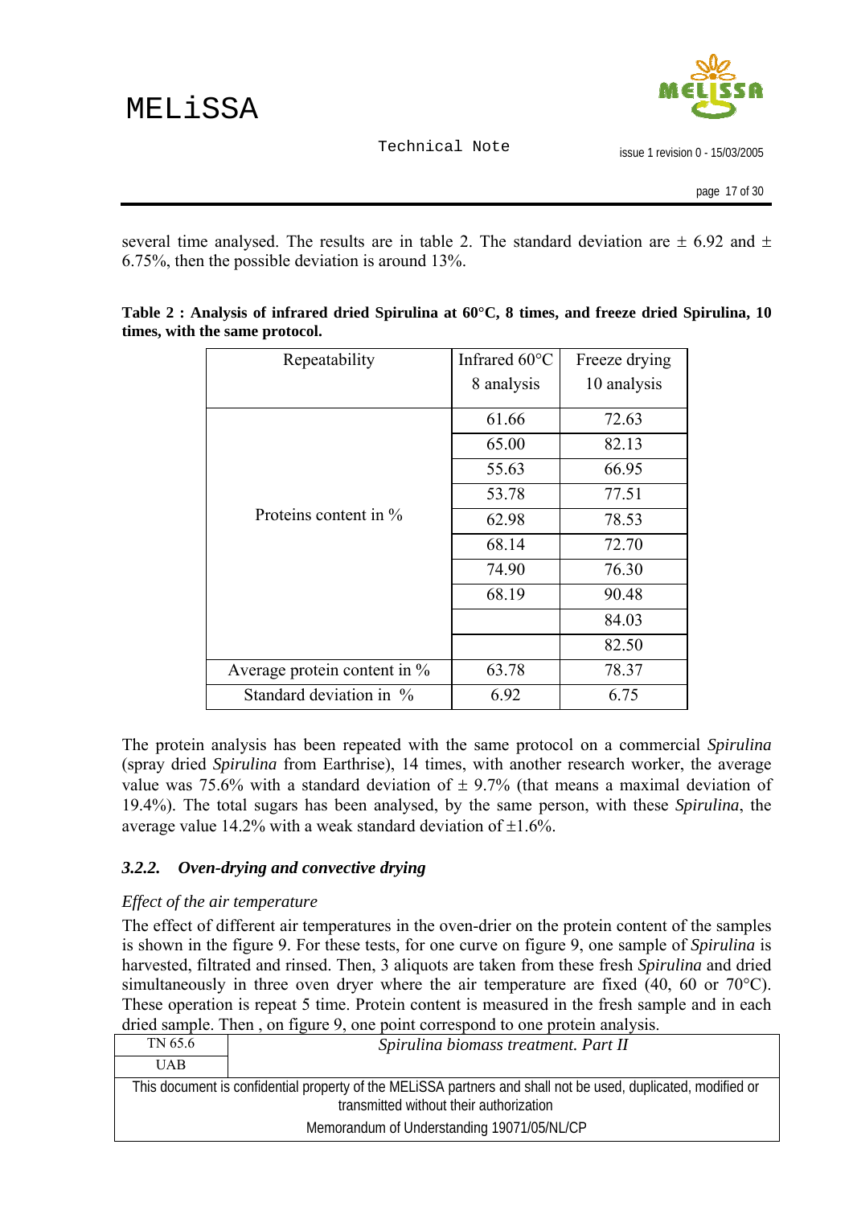several time analysed. The results are in table 2. The standard deviation are ± 6.92 and ± 6.75%, then the possible deviation is around 13%.

**Table 2 : Analysis of infrared dried Spirulina at 60°C, 8 times, and freeze dried Spirulina, 10 times, with the same protocol.**

| Repeatability | Infrared 60°C 8 analysis | Freeze drying 10 analysis |
|---|---|---|
| Proteins content in % | 61.66 | 72.63 |
| | 65.00 | 82.13 |
| | 55.63 | 66.95 |
| | 53.78 | 77.51 |
| | 62.98 | 78.53 |
| | 68.14 | 72.70 |
| | 74.90 | 76.30 |
| | 68.19 | 90.48 |
| | | 84.03 |
| | | 82.50 |
| Average protein content in % | 63.78 | 78.37 |
| Standard deviation in % | 6.92 | 6.75 |

The protein analysis has been repeated with the same protocol on a commercial *Spirulina* (spray dried *Spirulina* from Earthrise), 14 times, with another research worker, the average value was 75.6% with a standard deviation of ± 9.7% (that means a maximal deviation of 19.4%). The total sugars has been analysed, by the same person, with these *Spirulina*, the average value 14.2% with a weak standard deviation of ±1.6%.

### *3.2.2. Oven-drying and convective drying*

*Effect of the air temperature*

The effect of different air temperatures in the oven-drier on the protein content of the samples is shown in the figure 9. For these tests, for one curve on figure 9, one sample of *Spirulina* is harvested, filtrated and rinsed. Then, 3 aliquots are taken from these fresh *Spirulina* and dried simultaneously in three oven dryer where the air temperature are fixed (40, 60 or 70°C). These operation is repeat 5 time. Protein content is measured in the fresh sample and in each dried sample. Then , on figure 9, one point correspond to one protein analysis.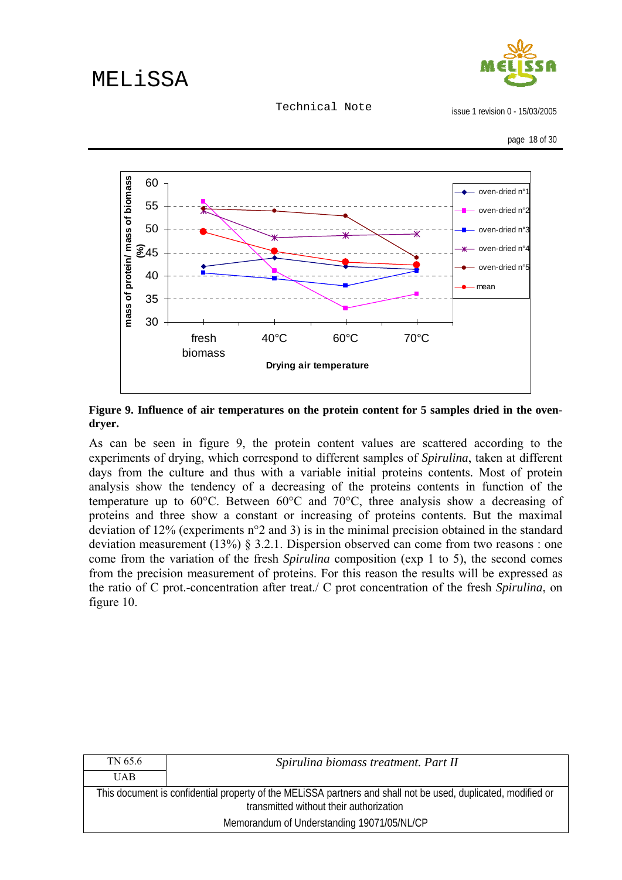**Figure 9. Influence of air temperatures on the protein content for 5 samples dried in the oven-dryer.**

As can be seen in figure 9, the protein content values are scattered according to the experiments of drying, which correspond to different samples of *Spirulina*, taken at different days from the culture and thus with a variable initial proteins contents. Most of protein analysis show the tendency of a decreasing of the proteins contents in function of the temperature up to 60°C. Between 60°C and 70°C, three analysis show a decreasing of proteins and three show a constant or increasing of proteins contents. But the maximal deviation of 12% (experiments n°2 and 3) is in the minimal precision obtained in the standard deviation measurement (13%) § 3.2.1. Dispersion observed can come from two reasons : one come from the variation of the fresh *Spirulina* composition (exp 1 to 5), the second comes from the precision measurement of proteins. For this reason the results will be expressed as the ratio of C prot.-concentration after treat./ C prot concentration of the fresh *Spirulina*, on figure 10.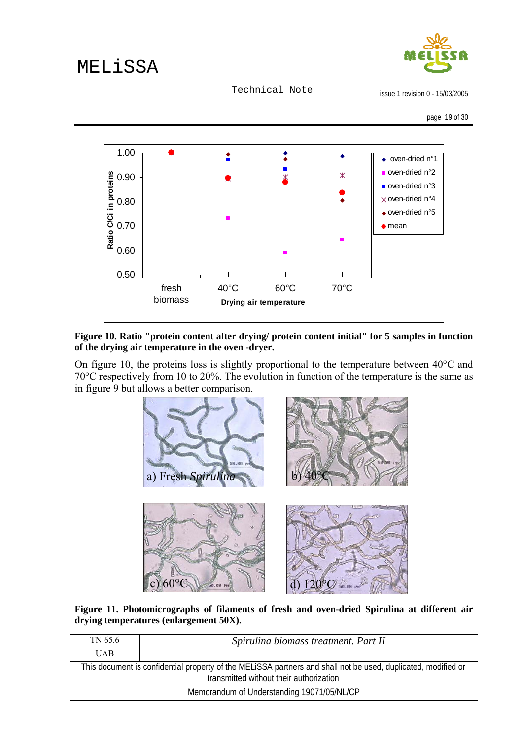**Figure 10. Ratio "protein content after drying/ protein content initial" for 5 samples in function of the drying air temperature in the oven -dryer.**

On figure 10, the proteins loss is slightly proportional to the temperature between 40°C and 70°C respectively from 10 to 20%. The evolution in function of the temperature is the same as in figure 9 but allows a better comparison.

**Figure 11. Photomicrographs of filaments of fresh and oven-dried Spirulina at different air drying temperatures (enlargement 50X).**

| TN 65.6 | *Spirulina biomass treatment. Part II* |
|---|---|
| UAB | |
| This document is confidential property of the MELiSSA partners and shall not be used, duplicated, modified or transmitted without their authorization | |
| Memorandum of Understanding 19071/05/NL/CP | |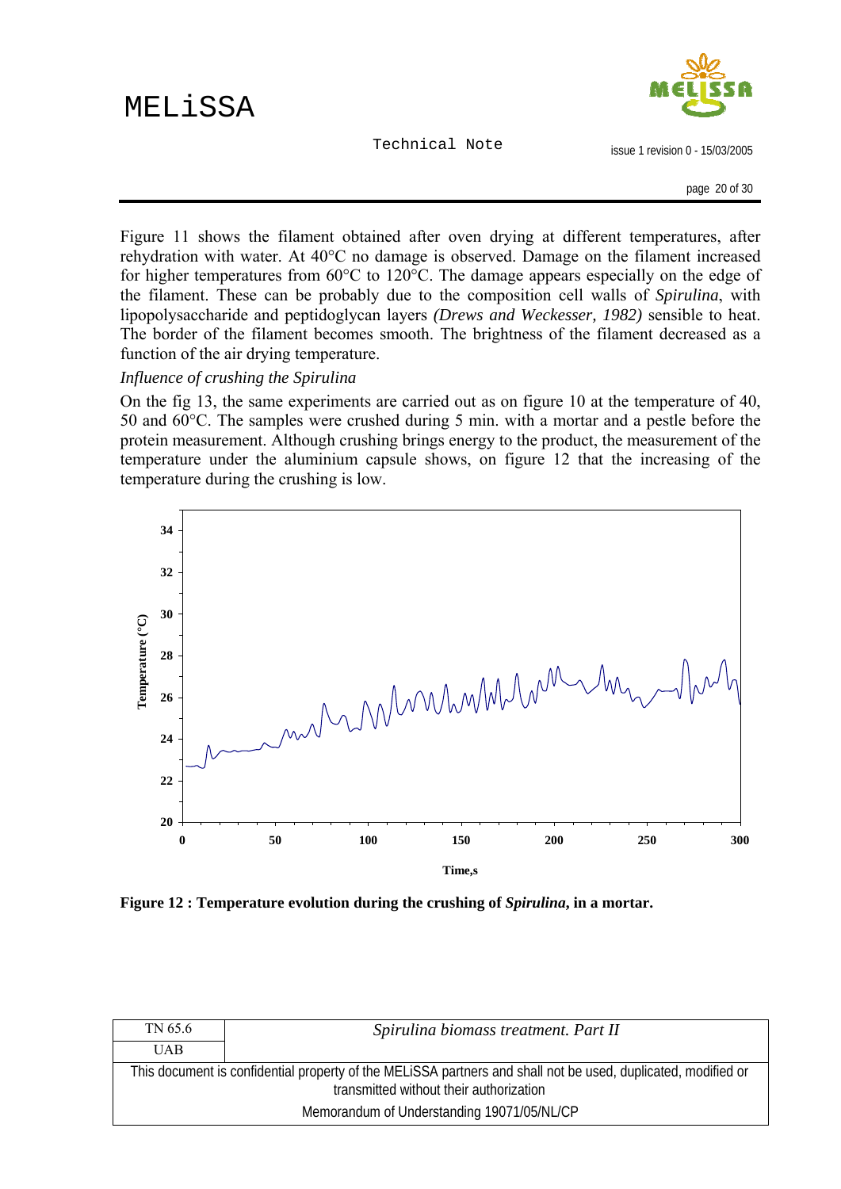Figure 11 shows the filament obtained after oven drying at different temperatures, after rehydration with water. At 40°C no damage is observed. Damage on the filament increased for higher temperatures from 60°C to 120°C. The damage appears especially on the edge of the filament. These can be probably due to the composition cell walls of *Spirulina*, with lipopolysaccharide and peptidoglycan layers *(Drews and Weckesser, 1982)* sensible to heat. The border of the filament becomes smooth. The brightness of the filament decreased as a function of the air drying temperature.

*Influence of crushing the Spirulina*

On the fig 13, the same experiments are carried out as on figure 10 at the temperature of 40, 50 and 60°C. The samples were crushed during 5 min. with a mortar and a pestle before the protein measurement. Although crushing brings energy to the product, the measurement of the temperature under the aluminium capsule shows, on figure 12 that the increasing of the temperature during the crushing is low.

**Figure 12 : Temperature evolution during the crushing of *Spirulina*, in a mortar.**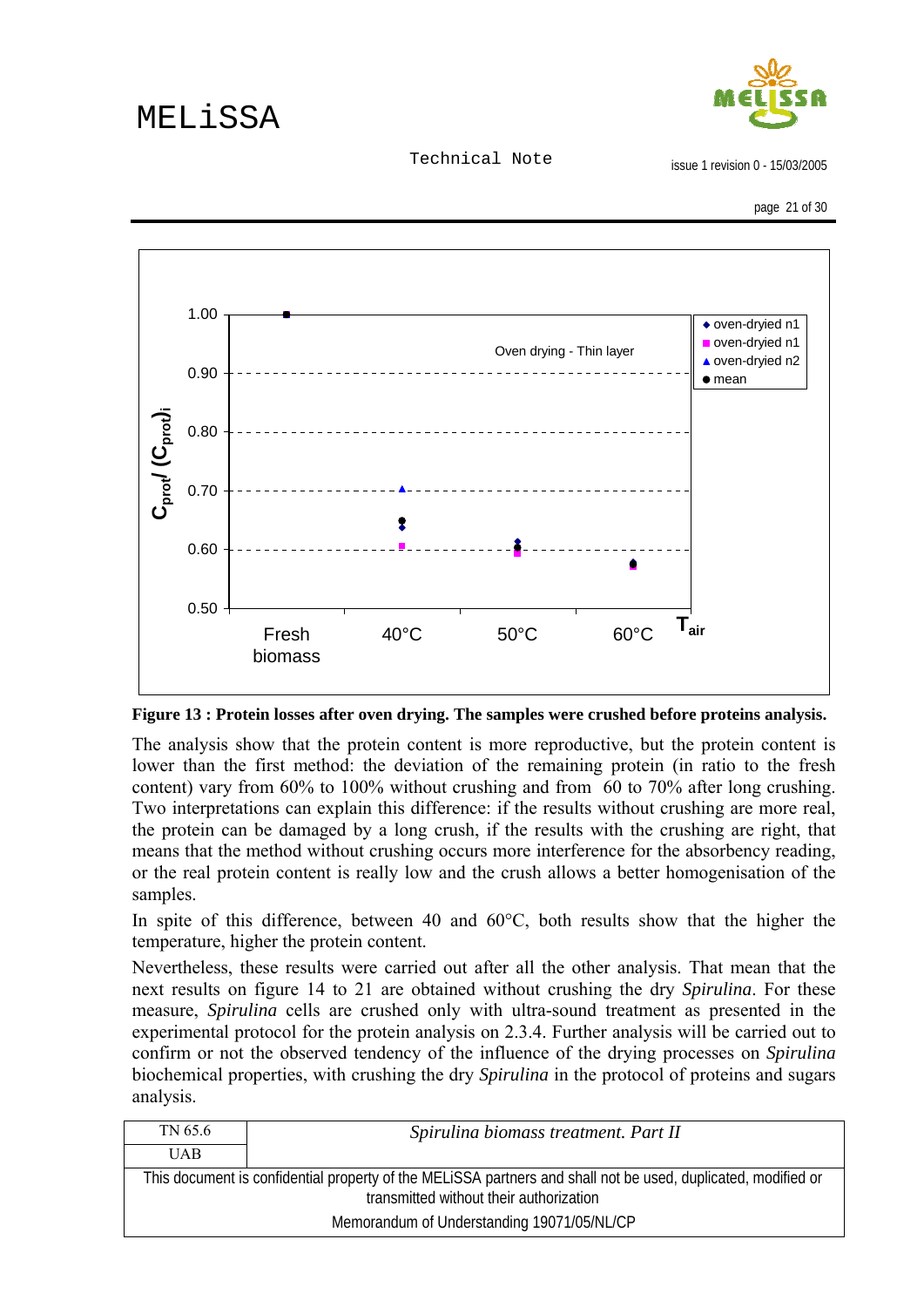**Figure 13 : Protein losses after oven drying. The samples were crushed before proteins analysis.**

The analysis show that the protein content is more reproductive, but the protein content is lower than the first method: the deviation of the remaining protein (in ratio to the fresh content) vary from 60% to 100% without crushing and from 60 to 70% after long crushing. Two interpretations can explain this difference: if the results without crushing are more real, the protein can be damaged by a long crush, if the results with the crushing are right, that means that the method without crushing occurs more interference for the absorbency reading, or the real protein content is really low and the crush allows a better homogenisation of the samples.

In spite of this difference, between 40 and 60°C, both results show that the higher the temperature, higher the protein content.

Nevertheless, these results were carried out after all the other analysis. That mean that the next results on figure 14 to 21 are obtained without crushing the dry *Spirulina*. For these measure, *Spirulina* cells are crushed only with ultra-sound treatment as presented in the experimental protocol for the protein analysis on 2.3.4. Further analysis will be carried out to confirm or not the observed tendency of the influence of the drying processes on *Spirulina* biochemical properties, with crushing the dry *Spirulina* in the protocol of proteins and sugars analysis.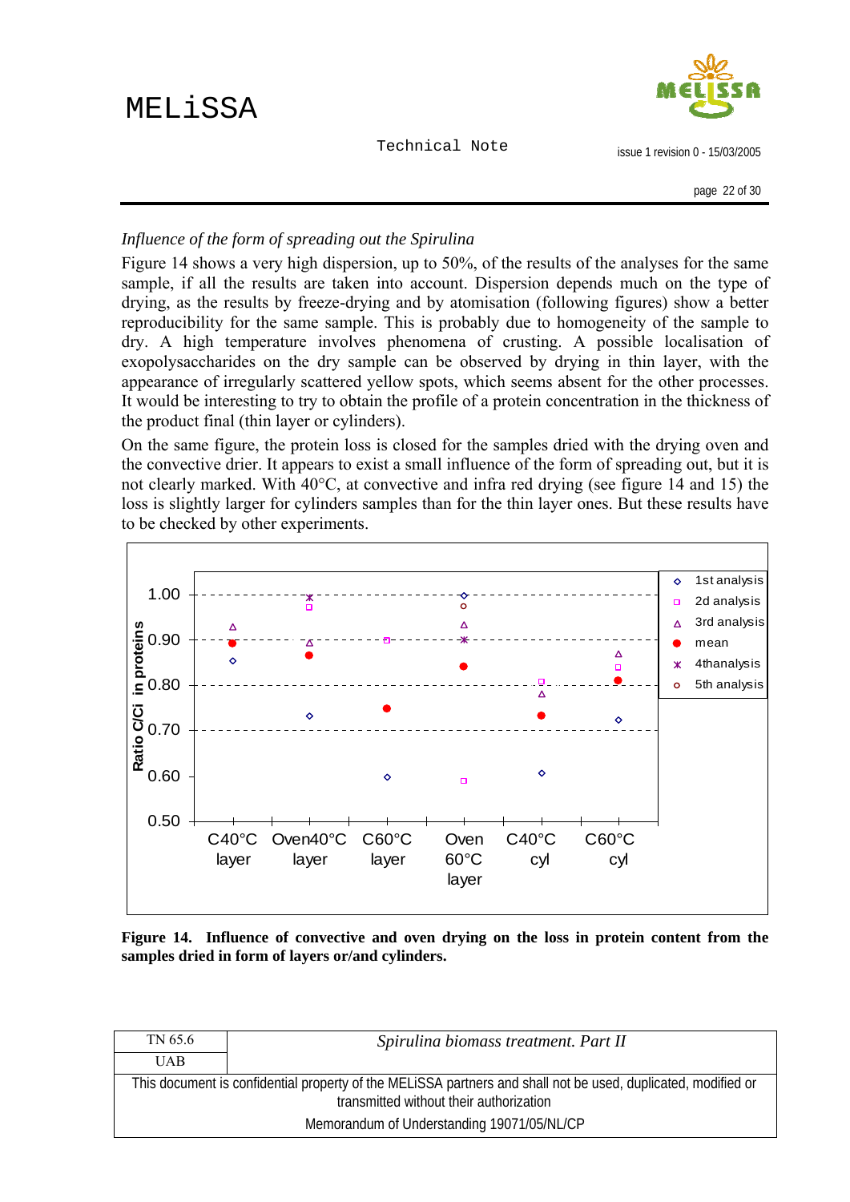*Influence of the form of spreading out the Spirulina*

Figure 14 shows a very high dispersion, up to 50%, of the results of the analyses for the same sample, if all the results are taken into account. Dispersion depends much on the type of drying, as the results by freeze-drying and by atomisation (following figures) show a better reproducibility for the same sample. This is probably due to homogeneity of the sample to dry. A high temperature involves phenomena of crusting. A possible localisation of exopolysaccharides on the dry sample can be observed by drying in thin layer, with the appearance of irregularly scattered yellow spots, which seems absent for the other processes. It would be interesting to try to obtain the profile of a protein concentration in the thickness of the product final (thin layer or cylinders).

On the same figure, the protein loss is closed for the samples dried with the drying oven and the convective drier. It appears to exist a small influence of the form of spreading out, but it is not clearly marked. With 40°C, at convective and infra red drying (see figure 14 and 15) the loss is slightly larger for cylinders samples than for the thin layer ones. But these results have to be checked by other experiments.

**Figure 14. Influence of convective and oven drying on the loss in protein content from the samples dried in form of layers or/and cylinders.**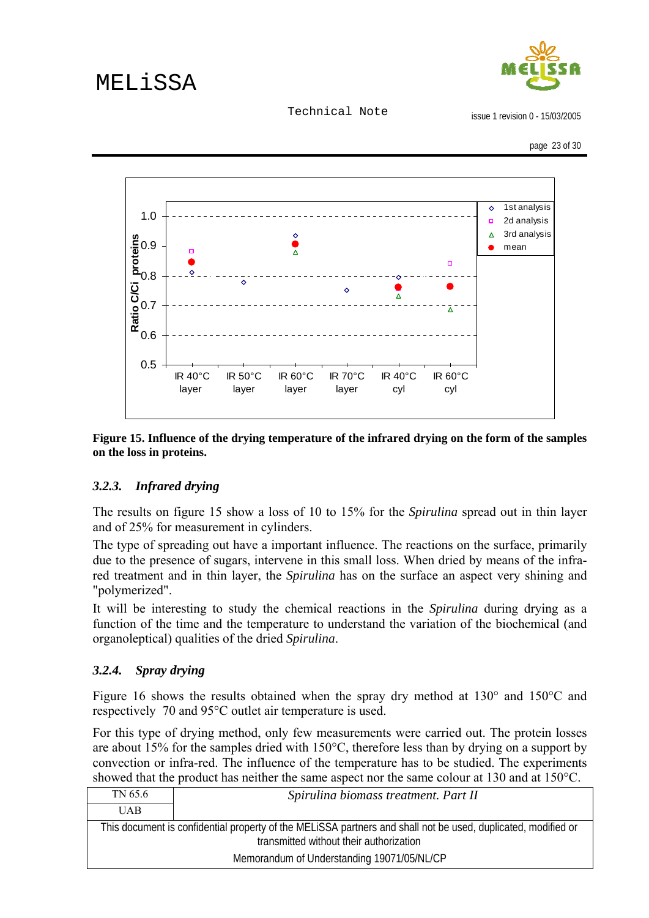**Figure 15. Influence of the drying temperature of the infrared drying on the form of the samples on the loss in proteins.**

### *3.2.3. Infrared drying*

The results on figure 15 show a loss of 10 to 15% for the *Spirulina* spread out in thin layer and of 25% for measurement in cylinders.

The type of spreading out have a important influence. The reactions on the surface, primarily due to the presence of sugars, intervene in this small loss. When dried by means of the infra-red treatment and in thin layer, the *Spirulina* has on the surface an aspect very shining and "polymerized".

It will be interesting to study the chemical reactions in the *Spirulina* during drying as a function of the time and the temperature to understand the variation of the biochemical (and organoleptical) qualities of the dried *Spirulina*.

### *3.2.4. Spray drying*

Figure 16 shows the results obtained when the spray dry method at 130° and 150°C and respectively 70 and 95°C outlet air temperature is used.

For this type of drying method, only few measurements were carried out. The protein losses are about 15% for the samples dried with 150°C, therefore less than by drying on a support by convection or infra-red. The influence of the temperature has to be studied. The experiments showed that the product has neither the same aspect nor the same colour at 130 and at 150°C.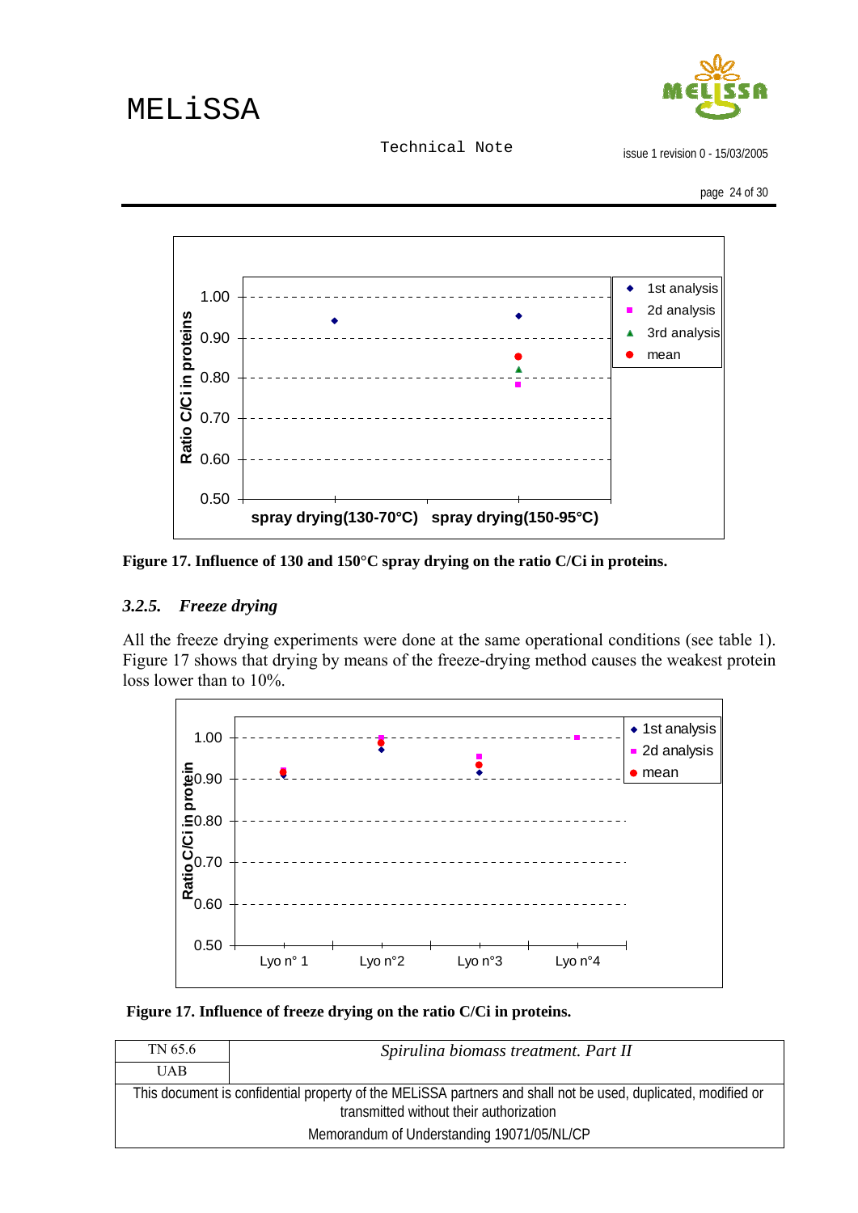Figure 17. **Influence of 130 and 150°C spray drying on the ratio C/Ci in proteins.**

### 3.2.5. *Freeze drying*

All the freeze drying experiments were done at the same operational conditions (see table 1). Figure 17 shows that drying by means of the freeze-drying method causes the weakest protein loss lower than to 10%.

**Figure 17. Influence of freeze drying on the ratio C/Ci in proteins.**

| TN 65.6 | *Spirulina biomass treatment. Part II* |
|---|---|
| UAB | |

This document is confidential property of the MELiSSA partners and shall not be used, duplicated, modified or transmitted without their authorization

Memorandum of Understanding 19071/05/NL/CP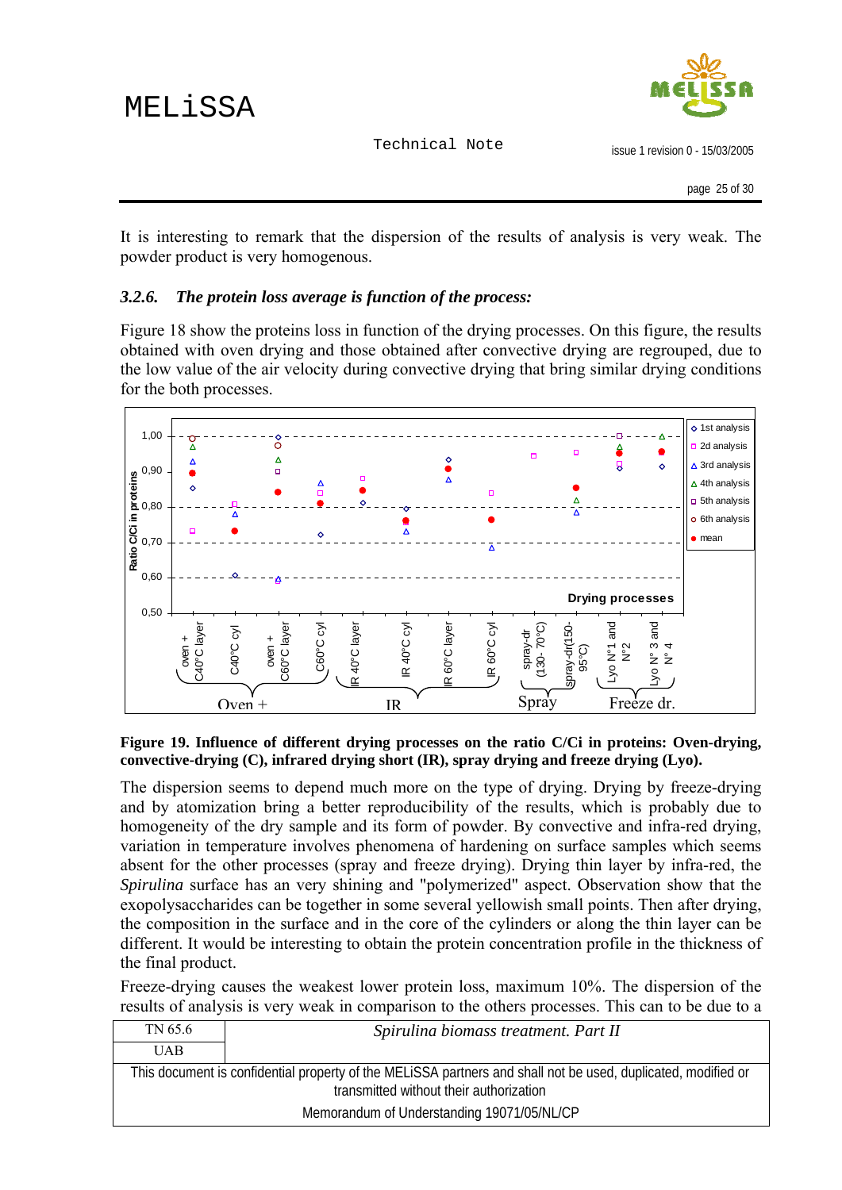It is interesting to remark that the dispersion of the results of analysis is very weak. The powder product is very homogenous.

### 3.2.6. *The protein loss average is function of the process:*

Figure 18 show the proteins loss in function of the drying processes. On this figure, the results obtained with oven drying and those obtained after convective drying are regrouped, due to the low value of the air velocity during convective drying that bring similar drying conditions for the both processes.

**Figure 19. Influence of different drying processes on the ratio C/Ci in proteins: Oven-drying, convective-drying (C), infrared drying short (IR), spray drying and freeze drying (Lyo).**

The dispersion seems to depend much more on the type of drying. Drying by freeze-drying and by atomization bring a better reproducibility of the results, which is probably due to homogeneity of the dry sample and its form of powder. By convective and infra-red drying, variation in temperature involves phenomena of hardening on surface samples which seems absent for the other processes (spray and freeze drying). Drying thin layer by infra-red, the *Spirulina* surface has an very shining and "polymerized" aspect. Observation show that the exopolysaccharides can be together in some several yellowish small points. Then after drying, the composition in the surface and in the core of the cylinders or along the thin layer can be different. It would be interesting to obtain the protein concentration profile in the thickness of the final product.

Freeze-drying causes the weakest lower protein loss, maximum 10%. The dispersion of the results of analysis is very weak in comparison to the others processes. This can to be due to a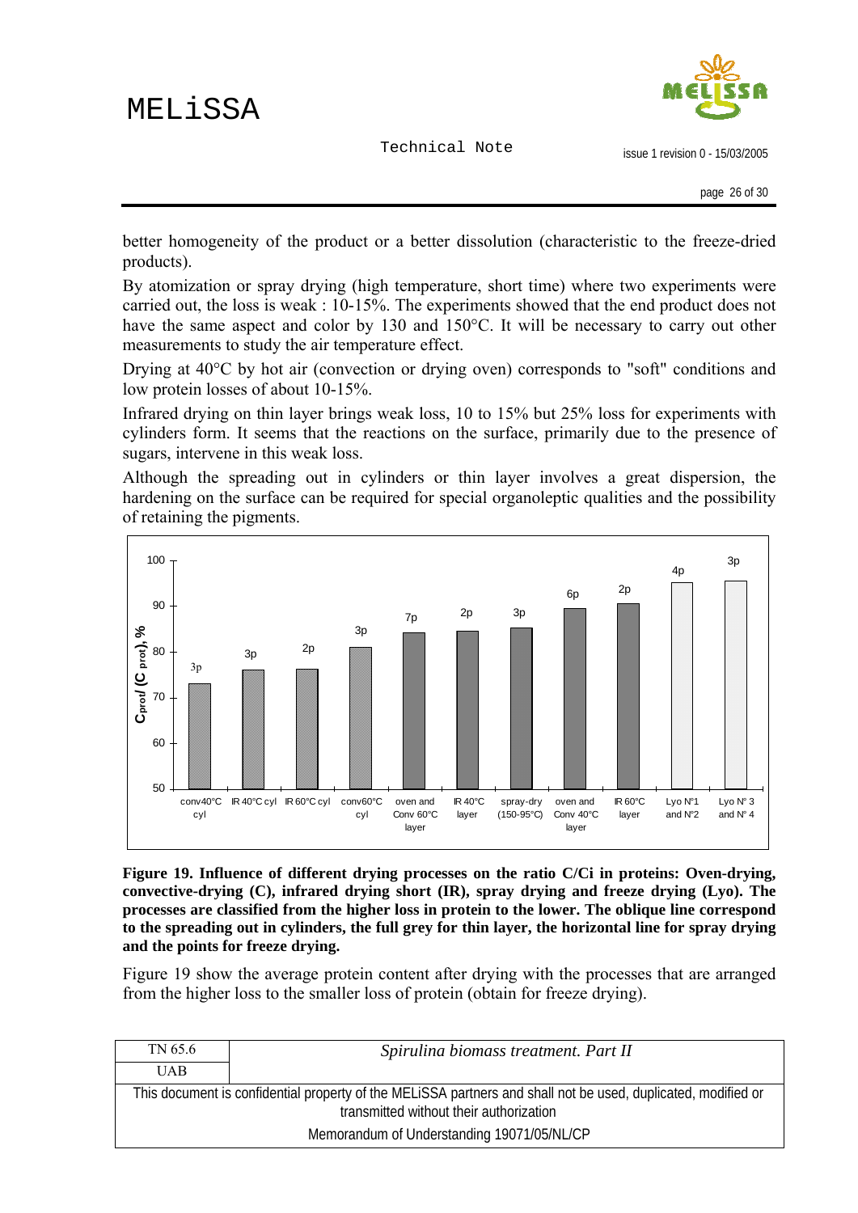better homogeneity of the product or a better dissolution (characteristic to the freeze-dried products).

By atomization or spray drying (high temperature, short time) where two experiments were carried out, the loss is weak : 10-15%. The experiments showed that the end product does not have the same aspect and color by 130 and 150°C. It will be necessary to carry out other measurements to study the air temperature effect.

Drying at 40°C by hot air (convection or drying oven) corresponds to "soft" conditions and low protein losses of about 10-15%.

Infrared drying on thin layer brings weak loss, 10 to 15% but 25% loss for experiments with cylinders form. It seems that the reactions on the surface, primarily due to the presence of sugars, intervene in this weak loss.

Although the spreading out in cylinders or thin layer involves a great dispersion, the hardening on the surface can be required for special organoleptic qualities and the possibility of retaining the pigments.

**Figure 19. Influence of different drying processes on the ratio C/Ci in proteins: Oven-drying, convective-drying (C), infrared drying short (IR), spray drying and freeze drying (Lyo). The processes are classified from the higher loss in protein to the lower. The oblique line correspond to the spreading out in cylinders, the full grey for thin layer, the horizontal line for spray drying and the points for freeze drying.**

Figure 19 show the average protein content after drying with the processes that are arranged from the higher loss to the smaller loss of protein (obtain for freeze drying).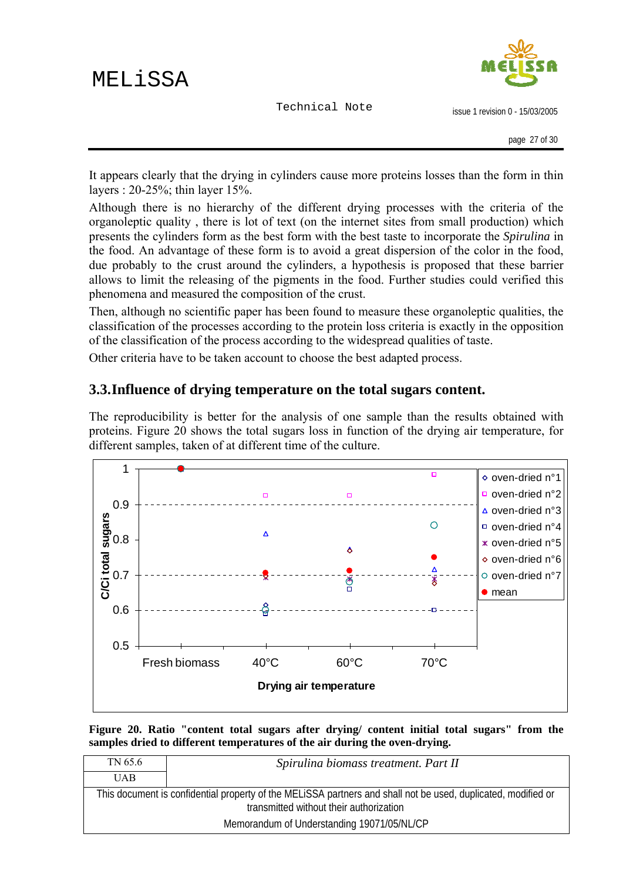It appears clearly that the drying in cylinders cause more proteins losses than the form in thin layers : 20-25%; thin layer 15%.

Although there is no hierarchy of the different drying processes with the criteria of the organoleptic quality , there is lot of text (on the internet sites from small production) which presents the cylinders form as the best form with the best taste to incorporate the *Spirulina* in the food. An advantage of these form is to avoid a great dispersion of the color in the food, due probably to the crust around the cylinders, a hypothesis is proposed that these barrier allows to limit the releasing of the pigments in the food. Further studies could verified this phenomena and measured the composition of the crust.

Then, although no scientific paper has been found to measure these organoleptic qualities, the classification of the processes according to the protein loss criteria is exactly in the opposition of the classification of the process according to the widespread qualities of taste.

Other criteria have to be taken account to choose the best adapted process.

## 3.3. Influence of drying temperature on the total sugars content.

The reproducibility is better for the analysis of one sample than the results obtained with proteins. Figure 20 shows the total sugars loss in function of the drying air temperature, for different samples, taken of at different time of the culture.

**Figure 20. Ratio "content total sugars after drying/ content initial total sugars" from the samples dried to different temperatures of the air during the oven-drying.**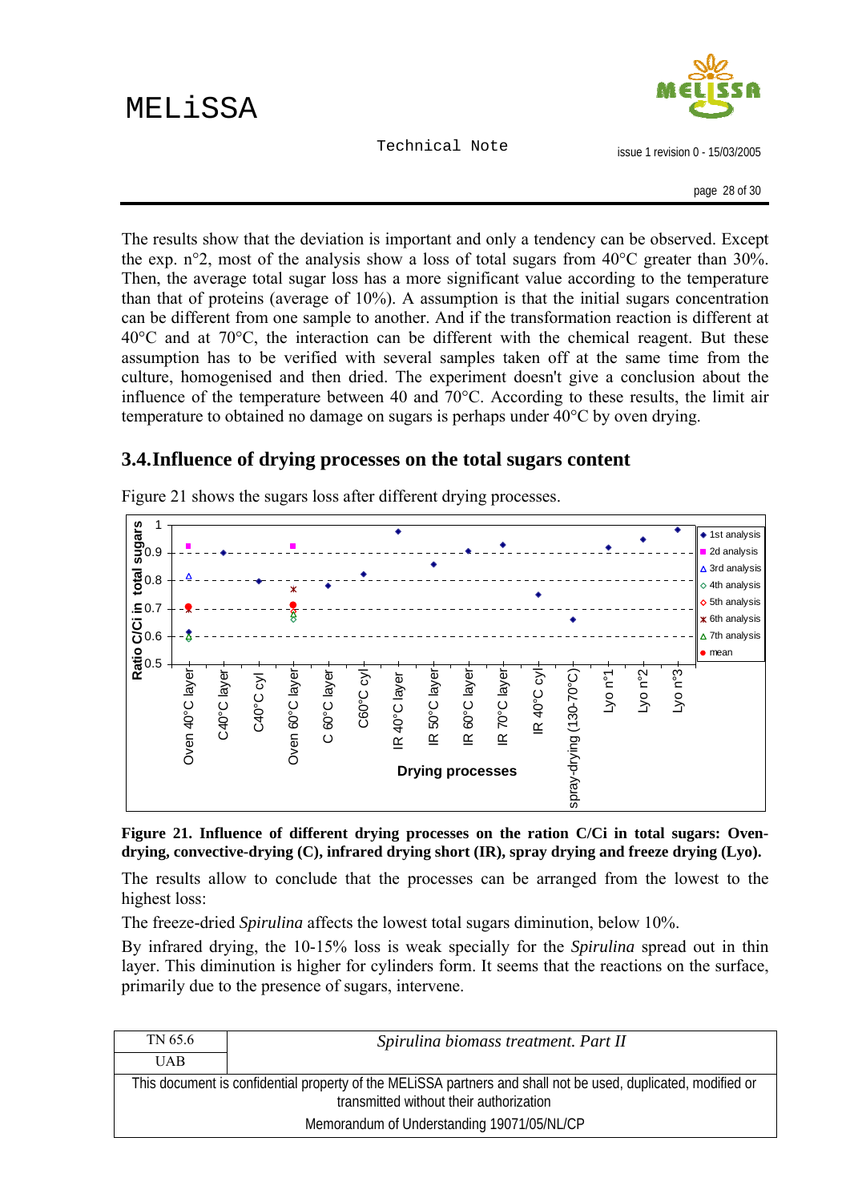The results show that the deviation is important and only a tendency can be observed. Except the exp. n°2, most of the analysis show a loss of total sugars from 40°C greater than 30%. Then, the average total sugar loss has a more significant value according to the temperature than that of proteins (average of 10%). A assumption is that the initial sugars concentration can be different from one sample to another. And if the transformation reaction is different at 40°C and at 70°C, the interaction can be different with the chemical reagent. But these assumption has to be verified with several samples taken off at the same time from the culture, homogenised and then dried. The experiment doesn't give a conclusion about the influence of the temperature between 40 and 70°C. According to these results, the limit air temperature to obtained no damage on sugars is perhaps under 40°C by oven drying.

## 3.4. Influence of drying processes on the total sugars content

Figure 21 shows the sugars loss after different drying processes.

**Figure 21. Influence of different drying processes on the ration C/Ci in total sugars: Oven-drying, convective-drying (C), infrared drying short (IR), spray drying and freeze drying (Lyo).**

The results allow to conclude that the processes can be arranged from the lowest to the highest loss:

The freeze-dried *Spirulina* affects the lowest total sugars diminution, below 10%.

By infrared drying, the 10-15% loss is weak specially for the *Spirulina* spread out in thin layer. This diminution is higher for cylinders form. It seems that the reactions on the surface, primarily due to the presence of sugars, intervene.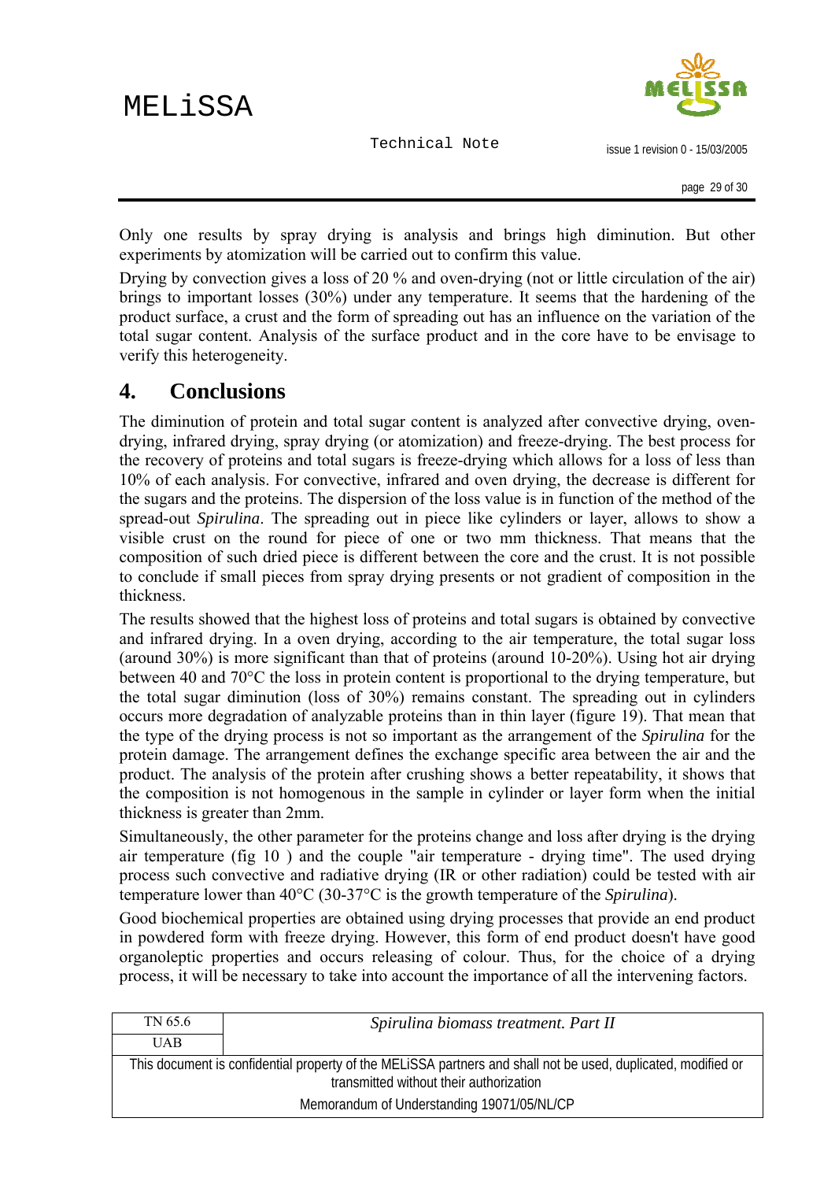Only one results by spray drying is analysis and brings high diminution. But other experiments by atomization will be carried out to confirm this value.

Drying by convection gives a loss of 20 % and oven-drying (not or little circulation of the air) brings to important losses (30%) under any temperature. It seems that the hardening of the product surface, a crust and the form of spreading out has an influence on the variation of the total sugar content. Analysis of the surface product and in the core have to be envisage to verify this heterogeneity.

# 4. Conclusions

The diminution of protein and total sugar content is analyzed after convective drying, oven-drying, infrared drying, spray drying (or atomization) and freeze-drying. The best process for the recovery of proteins and total sugars is freeze-drying which allows for a loss of less than 10% of each analysis. For convective, infrared and oven drying, the decrease is different for the sugars and the proteins. The dispersion of the loss value is in function of the method of the spread-out *Spirulina*. The spreading out in piece like cylinders or layer, allows to show a visible crust on the round for piece of one or two mm thickness. That means that the composition of such dried piece is different between the core and the crust. It is not possible to conclude if small pieces from spray drying presents or not gradient of composition in the thickness.

The results showed that the highest loss of proteins and total sugars is obtained by convective and infrared drying. In a oven drying, according to the air temperature, the total sugar loss (around 30%) is more significant than that of proteins (around 10-20%). Using hot air drying between 40 and 70°C the loss in protein content is proportional to the drying temperature, but the total sugar diminution (loss of 30%) remains constant. The spreading out in cylinders occurs more degradation of analyzable proteins than in thin layer (figure 19). That mean that the type of the drying process is not so important as the arrangement of the *Spirulina* for the protein damage. The arrangement defines the exchange specific area between the air and the product. The analysis of the protein after crushing shows a better repeatability, it shows that the composition is not homogenous in the sample in cylinder or layer form when the initial thickness is greater than 2mm.

Simultaneously, the other parameter for the proteins change and loss after drying is the drying air temperature (fig 10 ) and the couple "air temperature - drying time". The used drying process such convective and radiative drying (IR or other radiation) could be tested with air temperature lower than 40°C (30-37°C is the growth temperature of the *Spirulina*).

Good biochemical properties are obtained using drying processes that provide an end product in powdered form with freeze drying. However, this form of end product doesn't have good organoleptic properties and occurs releasing of colour. Thus, for the choice of a drying process, it will be necessary to take into account the importance of all the intervening factors.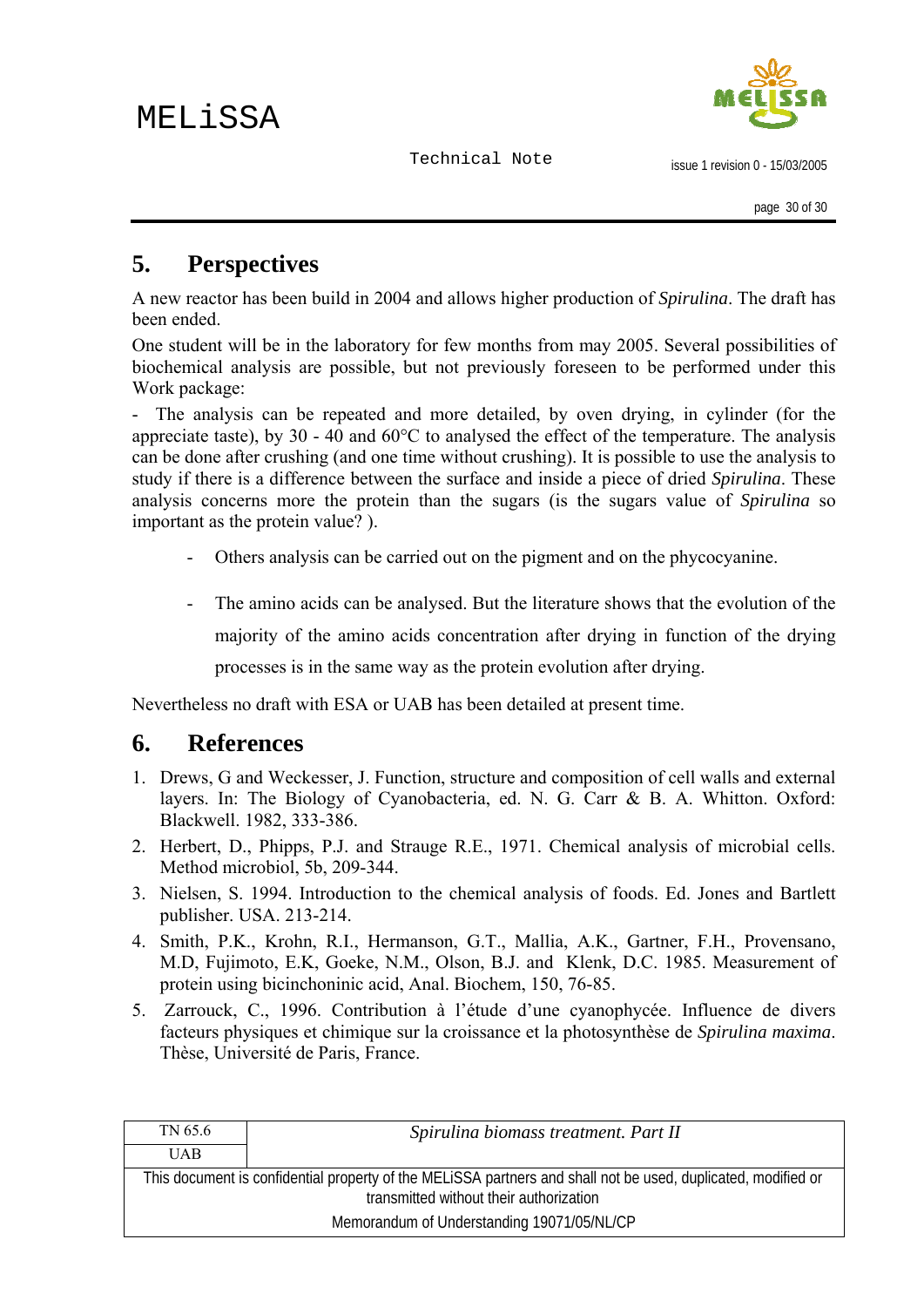## 5. Perspectives

A new reactor has been build in 2004 and allows higher production of *Spirulina*. The draft has been ended.

One student will be in the laboratory for few months from may 2005. Several possibilities of biochemical analysis are possible, but not previously foreseen to be performed under this Work package:

- The analysis can be repeated and more detailed, by oven drying, in cylinder (for the appreciate taste), by 30 - 40 and 60°C to analysed the effect of the temperature. The analysis can be done after crushing (and one time without crushing). It is possible to use the analysis to study if there is a difference between the surface and inside a piece of dried *Spirulina*. These analysis concerns more the protein than the sugars (is the sugars value of *Spirulina* so important as the protein value? ).
- Others analysis can be carried out on the pigment and on the phycocyanine.
- The amino acids can be analysed. But the literature shows that the evolution of the majority of the amino acids concentration after drying in function of the drying processes is in the same way as the protein evolution after drying.

Nevertheless no draft with ESA or UAB has been detailed at present time.

## 6. References

1. Drews, G and Weckesser, J. Function, structure and composition of cell walls and external layers. In: The Biology of Cyanobacteria, ed. N. G. Carr & B. A. Whitton. Oxford: Blackwell. 1982, 333-386.
2. Herbert, D., Phipps, P.J. and Strauge R.E., 1971. Chemical analysis of microbial cells. Method microbiol, 5b, 209-344.
3. Nielsen, S. 1994. Introduction to the chemical analysis of foods. Ed. Jones and Bartlett publisher. USA. 213-214.
4. Smith, P.K., Krohn, R.I., Hermanson, G.T., Mallia, A.K., Gartner, F.H., Provensano, M.D, Fujimoto, E.K, Goeke, N.M., Olson, B.J. and Klenk, D.C. 1985. Measurement of protein using bicinchoninic acid, Anal. Biochem, 150, 76-85.
5. Zarrouck, C., 1996. Contribution à l'étude d'une cyanophycée. Influence de divers facteurs physiques et chimique sur la croissance et la photosynthèse de *Spirulina maxima*. Thèse, Université de Paris, France.